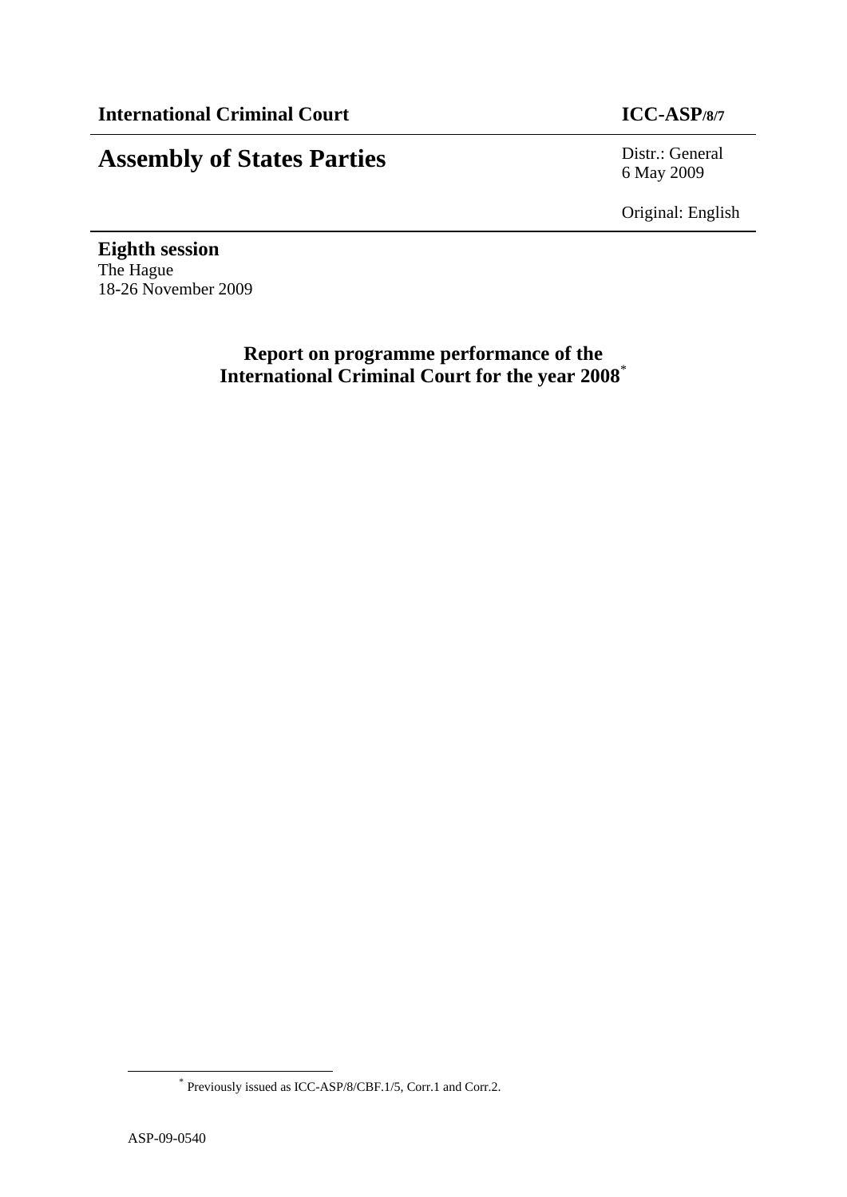**International Criminal Court** **ICC-ASP/8/7**

# Assembly of States Parties

Distr.: General
6 May 2009

Original: English

**Eighth session**
The Hague
18-26 November 2009

## Report on programme performance of the International Criminal Court for the year 2008*

* Previously issued as ICC-ASP/8/CBF.1/5, Corr.1 and Corr.2.

ASP-09-0540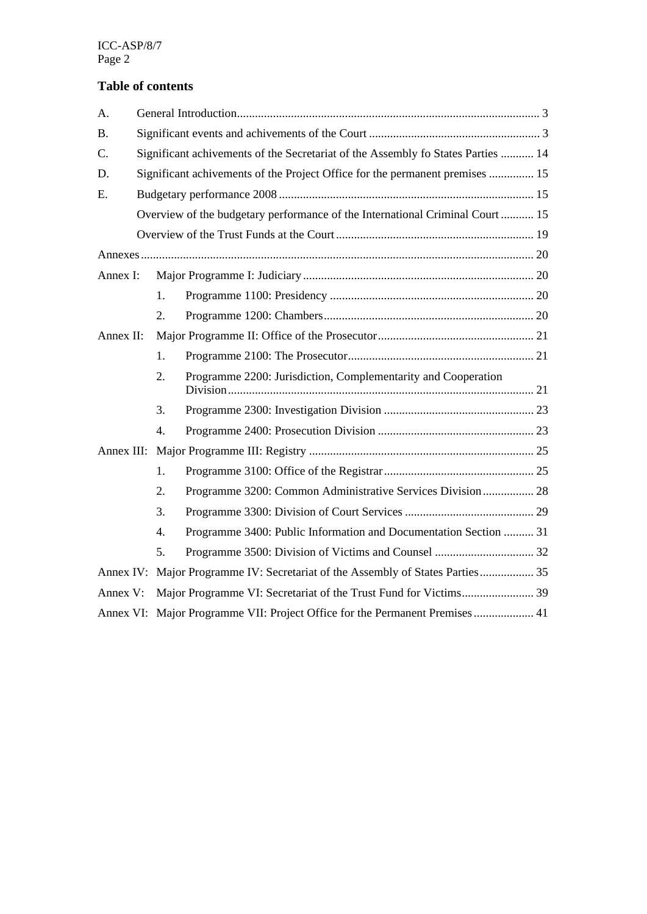## Table of contents

| | | | |
|---|---|---|---|
| A. | General Introduction | | 3 |
| B. | Significant events and achivements of the Court | | 3 |
| C. | Significant achivements of the Secretariat of the Assembly fo States Parties | | 14 |
| D. | Significant achivements of the Project Office for the permanent premises | | 15 |
| E. | Budgetary performance 2008 | | 15 |
| | Overview of the budgetary performance of the International Criminal Court | | 15 |
| | Overview of the Trust Funds at the Court | | 19 |
| Annexes | | | 20 |
| Annex I: | Major Programme I: Judiciary | | 20 |
| | 1. | Programme 1100: Presidency | 20 |
| | 2. | Programme 1200: Chambers | 20 |
| Annex II: | Major Programme II: Office of the Prosecutor | | 21 |
| | 1. | Programme 2100: The Prosecutor | 21 |
| | 2. | Programme 2200: Jurisdiction, Complementarity and Cooperation Division | 21 |
| | 3. | Programme 2300: Investigation Division | 23 |
| | 4. | Programme 2400: Prosecution Division | 23 |
| Annex III: | Major Programme III: Registry | | 25 |
| | 1. | Programme 3100: Office of the Registrar | 25 |
| | 2. | Programme 3200: Common Administrative Services Division | 28 |
| | 3. | Programme 3300: Division of Court Services | 29 |
| | 4. | Programme 3400: Public Information and Documentation Section | 31 |
| | 5. | Programme 3500: Division of Victims and Counsel | 32 |
| Annex IV: | Major Programme IV: Secretariat of the Assembly of States Parties | | 35 |
| Annex V: | Major Programme VI: Secretariat of the Trust Fund for Victims | | 39 |
| Annex VI: | Major Programme VII: Project Office for the Permanent Premises | | 41 |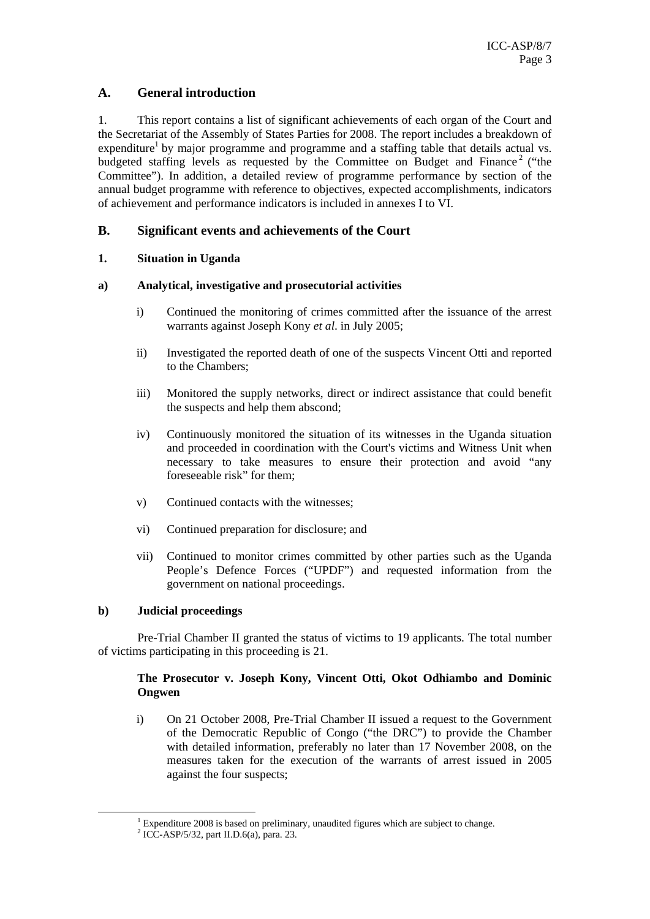## A. General introduction

1. This report contains a list of significant achievements of each organ of the Court and the Secretariat of the Assembly of States Parties for 2008. The report includes a breakdown of expenditure[1] by major programme and programme and a staffing table that details actual vs. budgeted staffing levels as requested by the Committee on Budget and Finance[2] ("the Committee"). In addition, a detailed review of programme performance by section of the annual budget programme with reference to objectives, expected accomplishments, indicators of achievement and performance indicators is included in annexes I to VI.

## B. Significant events and achievements of the Court

### 1. Situation in Uganda

#### a) Analytical, investigative and prosecutorial activities

i) Continued the monitoring of crimes committed after the issuance of the arrest warrants against Joseph Kony *et al*. in July 2005;

ii) Investigated the reported death of one of the suspects Vincent Otti and reported to the Chambers;

iii) Monitored the supply networks, direct or indirect assistance that could benefit the suspects and help them abscond;

iv) Continuously monitored the situation of its witnesses in the Uganda situation and proceeded in coordination with the Court's victims and Witness Unit when necessary to take measures to ensure their protection and avoid "any foreseeable risk" for them;

v) Continued contacts with the witnesses;

vi) Continued preparation for disclosure; and

vii) Continued to monitor crimes committed by other parties such as the Uganda People's Defence Forces ("UPDF") and requested information from the government on national proceedings.

#### b) Judicial proceedings

Pre-Trial Chamber II granted the status of victims to 19 applicants. The total number of victims participating in this proceeding is 21.

**The Prosecutor v. Joseph Kony, Vincent Otti, Okot Odhiambo and Dominic Ongwen**

i) On 21 October 2008, Pre-Trial Chamber II issued a request to the Government of the Democratic Republic of Congo ("the DRC") to provide the Chamber with detailed information, preferably no later than 17 November 2008, on the measures taken for the execution of the warrants of arrest issued in 2005 against the four suspects;

---

[1] Expenditure 2008 is based on preliminary, unaudited figures which are subject to change.

[2] ICC-ASP/5/32, part II.D.6(a), para. 23.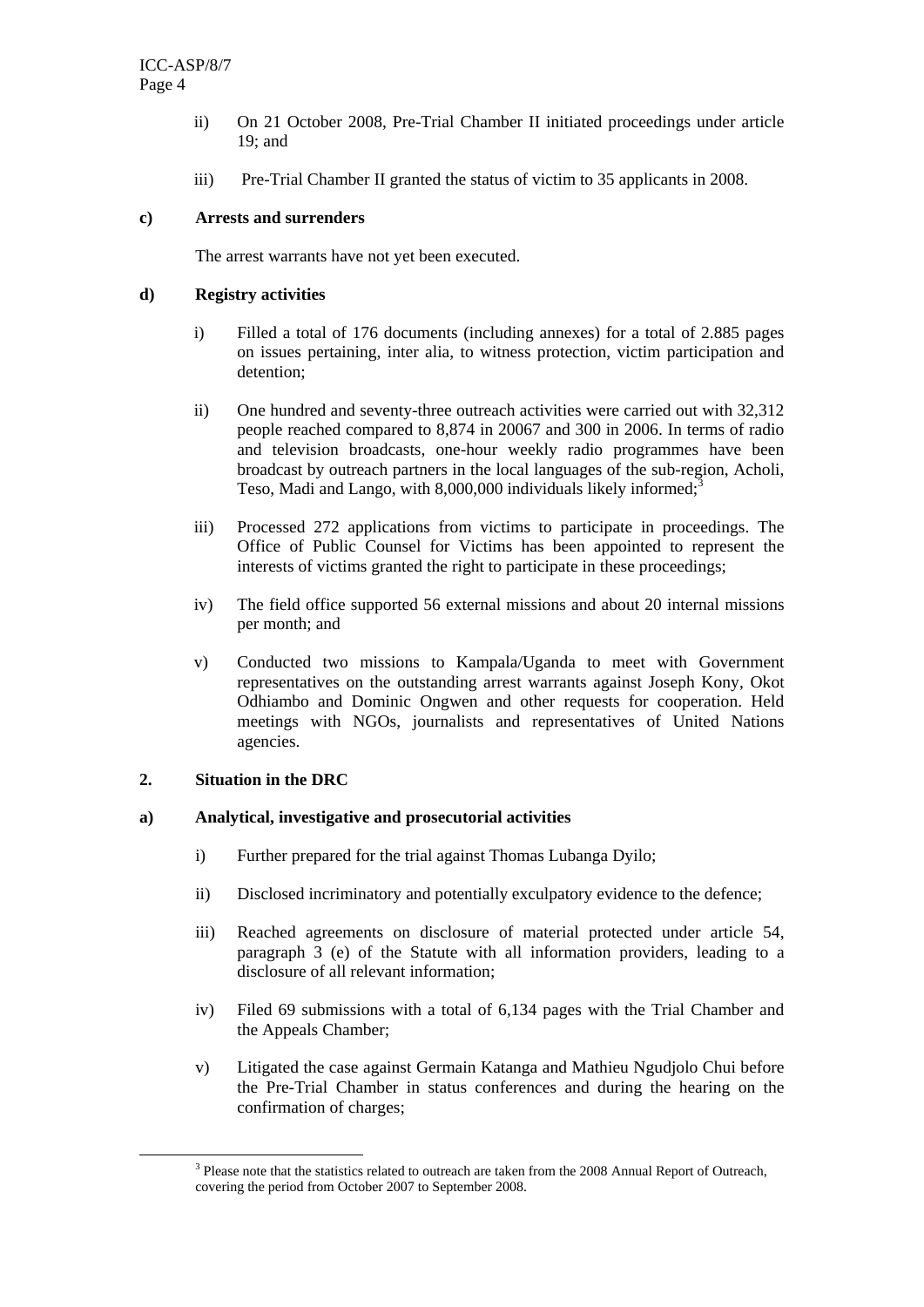ii) On 21 October 2008, Pre-Trial Chamber II initiated proceedings under article 19; and

iii) Pre-Trial Chamber II granted the status of victim to 35 applicants in 2008.

**c) Arrests and surrenders**

The arrest warrants have not yet been executed.

**d) Registry activities**

i) Filled a total of 176 documents (including annexes) for a total of 2.885 pages on issues pertaining, inter alia, to witness protection, victim participation and detention;

ii) One hundred and seventy-three outreach activities were carried out with 32,312 people reached compared to 8,874 in 20067 and 300 in 2006. In terms of radio and television broadcasts, one-hour weekly radio programmes have been broadcast by outreach partners in the local languages of the sub-region, Acholi, Teso, Madi and Lango, with 8,000,000 individuals likely informed;[3]

iii) Processed 272 applications from victims to participate in proceedings. The Office of Public Counsel for Victims has been appointed to represent the interests of victims granted the right to participate in these proceedings;

iv) The field office supported 56 external missions and about 20 internal missions per month; and

v) Conducted two missions to Kampala/Uganda to meet with Government representatives on the outstanding arrest warrants against Joseph Kony, Okot Odhiambo and Dominic Ongwen and other requests for cooperation. Held meetings with NGOs, journalists and representatives of United Nations agencies.

**2. Situation in the DRC**

**a) Analytical, investigative and prosecutorial activities**

i) Further prepared for the trial against Thomas Lubanga Dyilo;

ii) Disclosed incriminatory and potentially exculpatory evidence to the defence;

iii) Reached agreements on disclosure of material protected under article 54, paragraph 3 (e) of the Statute with all information providers, leading to a disclosure of all relevant information;

iv) Filed 69 submissions with a total of 6,134 pages with the Trial Chamber and the Appeals Chamber;

v) Litigated the case against Germain Katanga and Mathieu Ngudjolo Chui before the Pre-Trial Chamber in status conferences and during the hearing on the confirmation of charges;

[3] Please note that the statistics related to outreach are taken from the 2008 Annual Report of Outreach, covering the period from October 2007 to September 2008.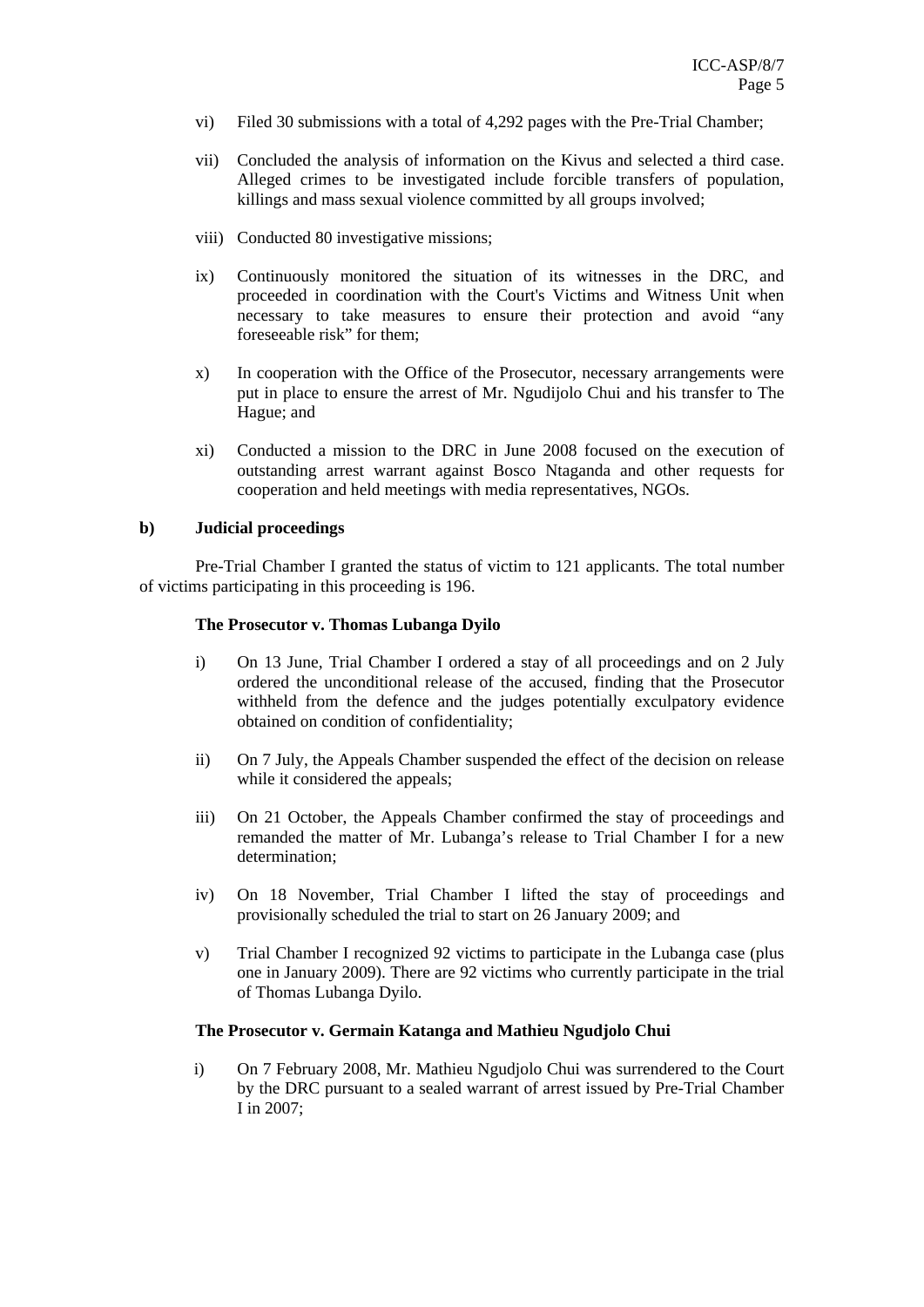vi) Filed 30 submissions with a total of 4,292 pages with the Pre-Trial Chamber;

vii) Concluded the analysis of information on the Kivus and selected a third case. Alleged crimes to be investigated include forcible transfers of population, killings and mass sexual violence committed by all groups involved;

viii) Conducted 80 investigative missions;

ix) Continuously monitored the situation of its witnesses in the DRC, and proceeded in coordination with the Court's Victims and Witness Unit when necessary to take measures to ensure their protection and avoid "any foreseeable risk" for them;

x) In cooperation with the Office of the Prosecutor, necessary arrangements were put in place to ensure the arrest of Mr. Ngudijolo Chui and his transfer to The Hague; and

xi) Conducted a mission to the DRC in June 2008 focused on the execution of outstanding arrest warrant against Bosco Ntaganda and other requests for cooperation and held meetings with media representatives, NGOs.

**b) Judicial proceedings**

Pre-Trial Chamber I granted the status of victim to 121 applicants. The total number of victims participating in this proceeding is 196.

**The Prosecutor v. Thomas Lubanga Dyilo**

i) On 13 June, Trial Chamber I ordered a stay of all proceedings and on 2 July ordered the unconditional release of the accused, finding that the Prosecutor withheld from the defence and the judges potentially exculpatory evidence obtained on condition of confidentiality;

ii) On 7 July, the Appeals Chamber suspended the effect of the decision on release while it considered the appeals;

iii) On 21 October, the Appeals Chamber confirmed the stay of proceedings and remanded the matter of Mr. Lubanga's release to Trial Chamber I for a new determination;

iv) On 18 November, Trial Chamber I lifted the stay of proceedings and provisionally scheduled the trial to start on 26 January 2009; and

v) Trial Chamber I recognized 92 victims to participate in the Lubanga case (plus one in January 2009). There are 92 victims who currently participate in the trial of Thomas Lubanga Dyilo.

**The Prosecutor v. Germain Katanga and Mathieu Ngudjolo Chui**

i) On 7 February 2008, Mr. Mathieu Ngudjolo Chui was surrendered to the Court by the DRC pursuant to a sealed warrant of arrest issued by Pre-Trial Chamber I in 2007;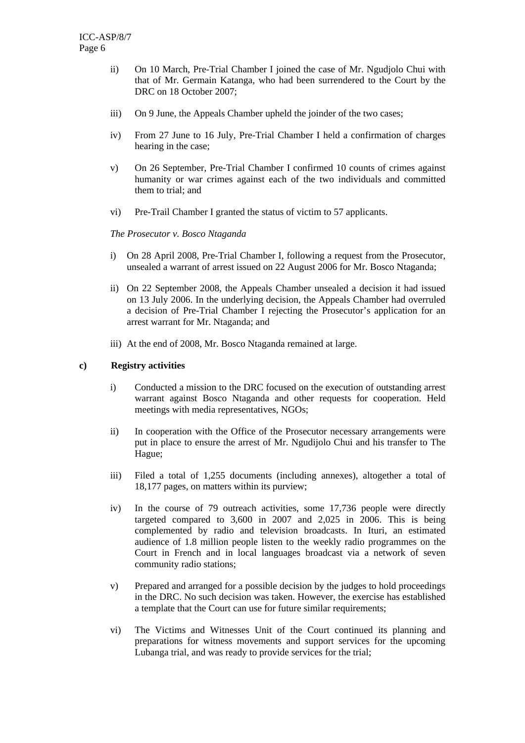ii) On 10 March, Pre-Trial Chamber I joined the case of Mr. Ngudjolo Chui with that of Mr. Germain Katanga, who had been surrendered to the Court by the DRC on 18 October 2007;

iii) On 9 June, the Appeals Chamber upheld the joinder of the two cases;

iv) From 27 June to 16 July, Pre-Trial Chamber I held a confirmation of charges hearing in the case;

v) On 26 September, Pre-Trial Chamber I confirmed 10 counts of crimes against humanity or war crimes against each of the two individuals and committed them to trial; and

vi) Pre-Trail Chamber I granted the status of victim to 57 applicants.

*The Prosecutor v. Bosco Ntaganda*

i) On 28 April 2008, Pre-Trial Chamber I, following a request from the Prosecutor, unsealed a warrant of arrest issued on 22 August 2006 for Mr. Bosco Ntaganda;

ii) On 22 September 2008, the Appeals Chamber unsealed a decision it had issued on 13 July 2006. In the underlying decision, the Appeals Chamber had overruled a decision of Pre-Trial Chamber I rejecting the Prosecutor's application for an arrest warrant for Mr. Ntaganda; and

iii) At the end of 2008, Mr. Bosco Ntaganda remained at large.

**c) Registry activities**

i) Conducted a mission to the DRC focused on the execution of outstanding arrest warrant against Bosco Ntaganda and other requests for cooperation. Held meetings with media representatives, NGOs;

ii) In cooperation with the Office of the Prosecutor necessary arrangements were put in place to ensure the arrest of Mr. Ngudijolo Chui and his transfer to The Hague;

iii) Filed a total of 1,255 documents (including annexes), altogether a total of 18,177 pages, on matters within its purview;

iv) In the course of 79 outreach activities, some 17,736 people were directly targeted compared to 3,600 in 2007 and 2,025 in 2006. This is being complemented by radio and television broadcasts. In Ituri, an estimated audience of 1.8 million people listen to the weekly radio programmes on the Court in French and in local languages broadcast via a network of seven community radio stations;

v) Prepared and arranged for a possible decision by the judges to hold proceedings in the DRC. No such decision was taken. However, the exercise has established a template that the Court can use for future similar requirements;

vi) The Victims and Witnesses Unit of the Court continued its planning and preparations for witness movements and support services for the upcoming Lubanga trial, and was ready to provide services for the trial;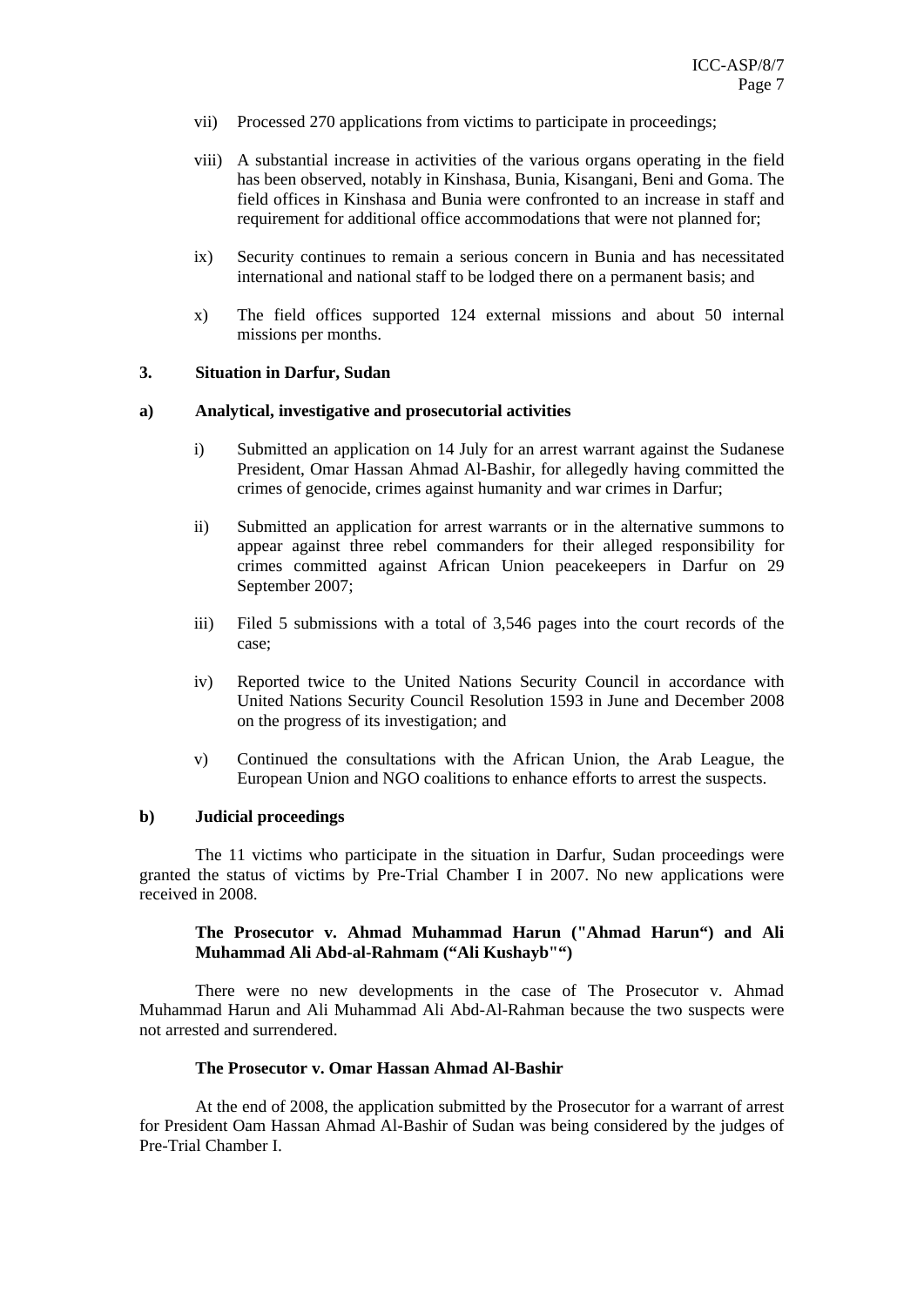vii) Processed 270 applications from victims to participate in proceedings;

viii) A substantial increase in activities of the various organs operating in the field has been observed, notably in Kinshasa, Bunia, Kisangani, Beni and Goma. The field offices in Kinshasa and Bunia were confronted to an increase in staff and requirement for additional office accommodations that were not planned for;

ix) Security continues to remain a serious concern in Bunia and has necessitated international and national staff to be lodged there on a permanent basis; and

x) The field offices supported 124 external missions and about 50 internal missions per months.

### 3. Situation in Darfur, Sudan

#### a) Analytical, investigative and prosecutorial activities

i) Submitted an application on 14 July for an arrest warrant against the Sudanese President, Omar Hassan Ahmad Al-Bashir, for allegedly having committed the crimes of genocide, crimes against humanity and war crimes in Darfur;

ii) Submitted an application for arrest warrants or in the alternative summons to appear against three rebel commanders for their alleged responsibility for crimes committed against African Union peacekeepers in Darfur on 29 September 2007;

iii) Filed 5 submissions with a total of 3,546 pages into the court records of the case;

iv) Reported twice to the United Nations Security Council in accordance with United Nations Security Council Resolution 1593 in June and December 2008 on the progress of its investigation; and

v) Continued the consultations with the African Union, the Arab League, the European Union and NGO coalitions to enhance efforts to arrest the suspects.

#### b) Judicial proceedings

The 11 victims who participate in the situation in Darfur, Sudan proceedings were granted the status of victims by Pre-Trial Chamber I in 2007. No new applications were received in 2008.

**The Prosecutor v. Ahmad Muhammad Harun ("Ahmad Harun“) and Ali Muhammad Ali Abd-al-Rahmam (“Ali Kushayb"“)**

There were no new developments in the case of The Prosecutor v. Ahmad Muhammad Harun and Ali Muhammad Ali Abd-Al-Rahman because the two suspects were not arrested and surrendered.

**The Prosecutor v. Omar Hassan Ahmad Al-Bashir**

At the end of 2008, the application submitted by the Prosecutor for a warrant of arrest for President Oam Hassan Ahmad Al-Bashir of Sudan was being considered by the judges of Pre-Trial Chamber I.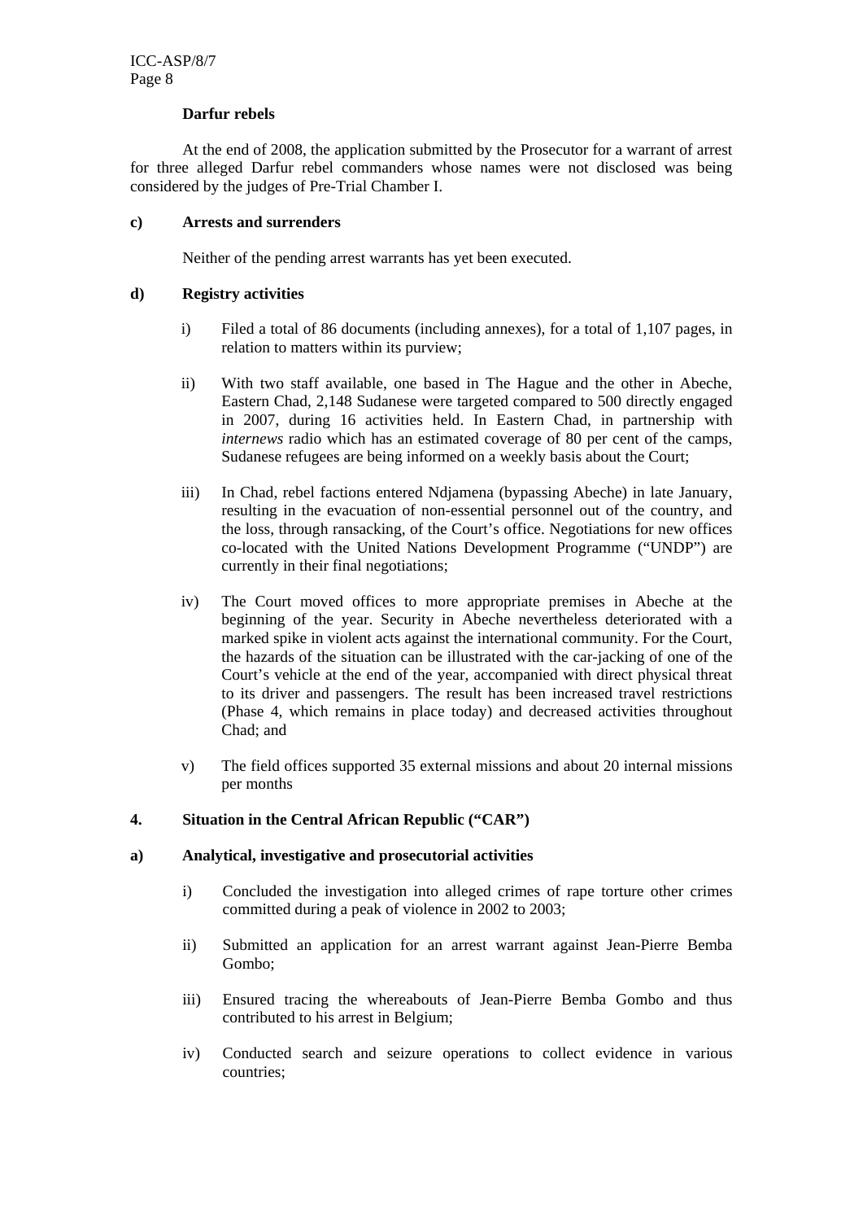**Darfur rebels**

At the end of 2008, the application submitted by the Prosecutor for a warrant of arrest for three alleged Darfur rebel commanders whose names were not disclosed was being considered by the judges of Pre-Trial Chamber I.

**c) Arrests and surrenders**

Neither of the pending arrest warrants has yet been executed.

**d) Registry activities**

i) Filed a total of 86 documents (including annexes), for a total of 1,107 pages, in relation to matters within its purview;

ii) With two staff available, one based in The Hague and the other in Abeche, Eastern Chad, 2,148 Sudanese were targeted compared to 500 directly engaged in 2007, during 16 activities held. In Eastern Chad, in partnership with *internews* radio which has an estimated coverage of 80 per cent of the camps, Sudanese refugees are being informed on a weekly basis about the Court;

iii) In Chad, rebel factions entered Ndjamena (bypassing Abeche) in late January, resulting in the evacuation of non-essential personnel out of the country, and the loss, through ransacking, of the Court's office. Negotiations for new offices co-located with the United Nations Development Programme ("UNDP") are currently in their final negotiations;

iv) The Court moved offices to more appropriate premises in Abeche at the beginning of the year. Security in Abeche nevertheless deteriorated with a marked spike in violent acts against the international community. For the Court, the hazards of the situation can be illustrated with the car-jacking of one of the Court's vehicle at the end of the year, accompanied with direct physical threat to its driver and passengers. The result has been increased travel restrictions (Phase 4, which remains in place today) and decreased activities throughout Chad; and

v) The field offices supported 35 external missions and about 20 internal missions per months

**4. Situation in the Central African Republic ("CAR")**

**a) Analytical, investigative and prosecutorial activities**

i) Concluded the investigation into alleged crimes of rape torture other crimes committed during a peak of violence in 2002 to 2003;

ii) Submitted an application for an arrest warrant against Jean-Pierre Bemba Gombo;

iii) Ensured tracing the whereabouts of Jean-Pierre Bemba Gombo and thus contributed to his arrest in Belgium;

iv) Conducted search and seizure operations to collect evidence in various countries;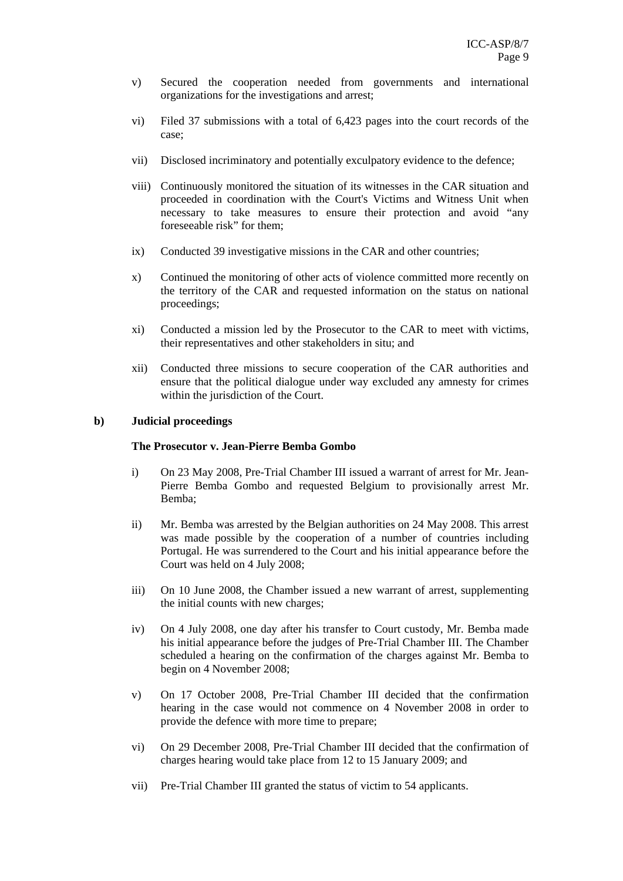v) Secured the cooperation needed from governments and international organizations for the investigations and arrest;

vi) Filed 37 submissions with a total of 6,423 pages into the court records of the case;

vii) Disclosed incriminatory and potentially exculpatory evidence to the defence;

viii) Continuously monitored the situation of its witnesses in the CAR situation and proceeded in coordination with the Court's Victims and Witness Unit when necessary to take measures to ensure their protection and avoid "any foreseeable risk" for them;

ix) Conducted 39 investigative missions in the CAR and other countries;

x) Continued the monitoring of other acts of violence committed more recently on the territory of the CAR and requested information on the status on national proceedings;

xi) Conducted a mission led by the Prosecutor to the CAR to meet with victims, their representatives and other stakeholders in situ; and

xii) Conducted three missions to secure cooperation of the CAR authorities and ensure that the political dialogue under way excluded any amnesty for crimes within the jurisdiction of the Court.

**b) Judicial proceedings**

**The Prosecutor v. Jean-Pierre Bemba Gombo**

i) On 23 May 2008, Pre-Trial Chamber III issued a warrant of arrest for Mr. Jean-Pierre Bemba Gombo and requested Belgium to provisionally arrest Mr. Bemba;

ii) Mr. Bemba was arrested by the Belgian authorities on 24 May 2008. This arrest was made possible by the cooperation of a number of countries including Portugal. He was surrendered to the Court and his initial appearance before the Court was held on 4 July 2008;

iii) On 10 June 2008, the Chamber issued a new warrant of arrest, supplementing the initial counts with new charges;

iv) On 4 July 2008, one day after his transfer to Court custody, Mr. Bemba made his initial appearance before the judges of Pre-Trial Chamber III. The Chamber scheduled a hearing on the confirmation of the charges against Mr. Bemba to begin on 4 November 2008;

v) On 17 October 2008, Pre-Trial Chamber III decided that the confirmation hearing in the case would not commence on 4 November 2008 in order to provide the defence with more time to prepare;

vi) On 29 December 2008, Pre-Trial Chamber III decided that the confirmation of charges hearing would take place from 12 to 15 January 2009; and

vii) Pre-Trial Chamber III granted the status of victim to 54 applicants.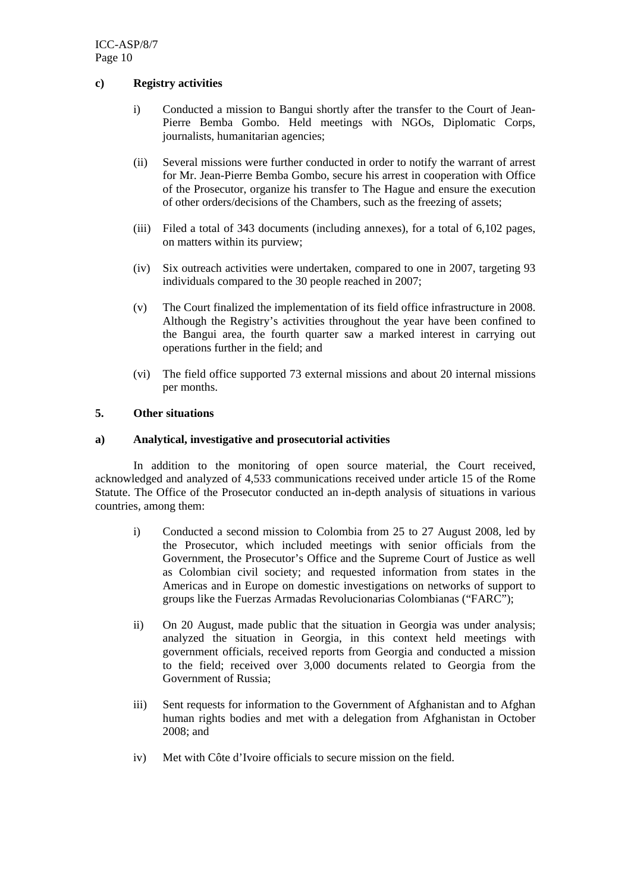**c) Registry activities**

i) Conducted a mission to Bangui shortly after the transfer to the Court of Jean-Pierre Bemba Gombo. Held meetings with NGOs, Diplomatic Corps, journalists, humanitarian agencies;

(ii) Several missions were further conducted in order to notify the warrant of arrest for Mr. Jean-Pierre Bemba Gombo, secure his arrest in cooperation with Office of the Prosecutor, organize his transfer to The Hague and ensure the execution of other orders/decisions of the Chambers, such as the freezing of assets;

(iii) Filed a total of 343 documents (including annexes), for a total of 6,102 pages, on matters within its purview;

(iv) Six outreach activities were undertaken, compared to one in 2007, targeting 93 individuals compared to the 30 people reached in 2007;

(v) The Court finalized the implementation of its field office infrastructure in 2008. Although the Registry's activities throughout the year have been confined to the Bangui area, the fourth quarter saw a marked interest in carrying out operations further in the field; and

(vi) The field office supported 73 external missions and about 20 internal missions per months.

**5. Other situations**

**a) Analytical, investigative and prosecutorial activities**

In addition to the monitoring of open source material, the Court received, acknowledged and analyzed of 4,533 communications received under article 15 of the Rome Statute. The Office of the Prosecutor conducted an in-depth analysis of situations in various countries, among them:

i) Conducted a second mission to Colombia from 25 to 27 August 2008, led by the Prosecutor, which included meetings with senior officials from the Government, the Prosecutor's Office and the Supreme Court of Justice as well as Colombian civil society; and requested information from states in the Americas and in Europe on domestic investigations on networks of support to groups like the Fuerzas Armadas Revolucionarias Colombianas ("FARC");

ii) On 20 August, made public that the situation in Georgia was under analysis; analyzed the situation in Georgia, in this context held meetings with government officials, received reports from Georgia and conducted a mission to the field; received over 3,000 documents related to Georgia from the Government of Russia;

iii) Sent requests for information to the Government of Afghanistan and to Afghan human rights bodies and met with a delegation from Afghanistan in October 2008; and

iv) Met with Côte d'Ivoire officials to secure mission on the field.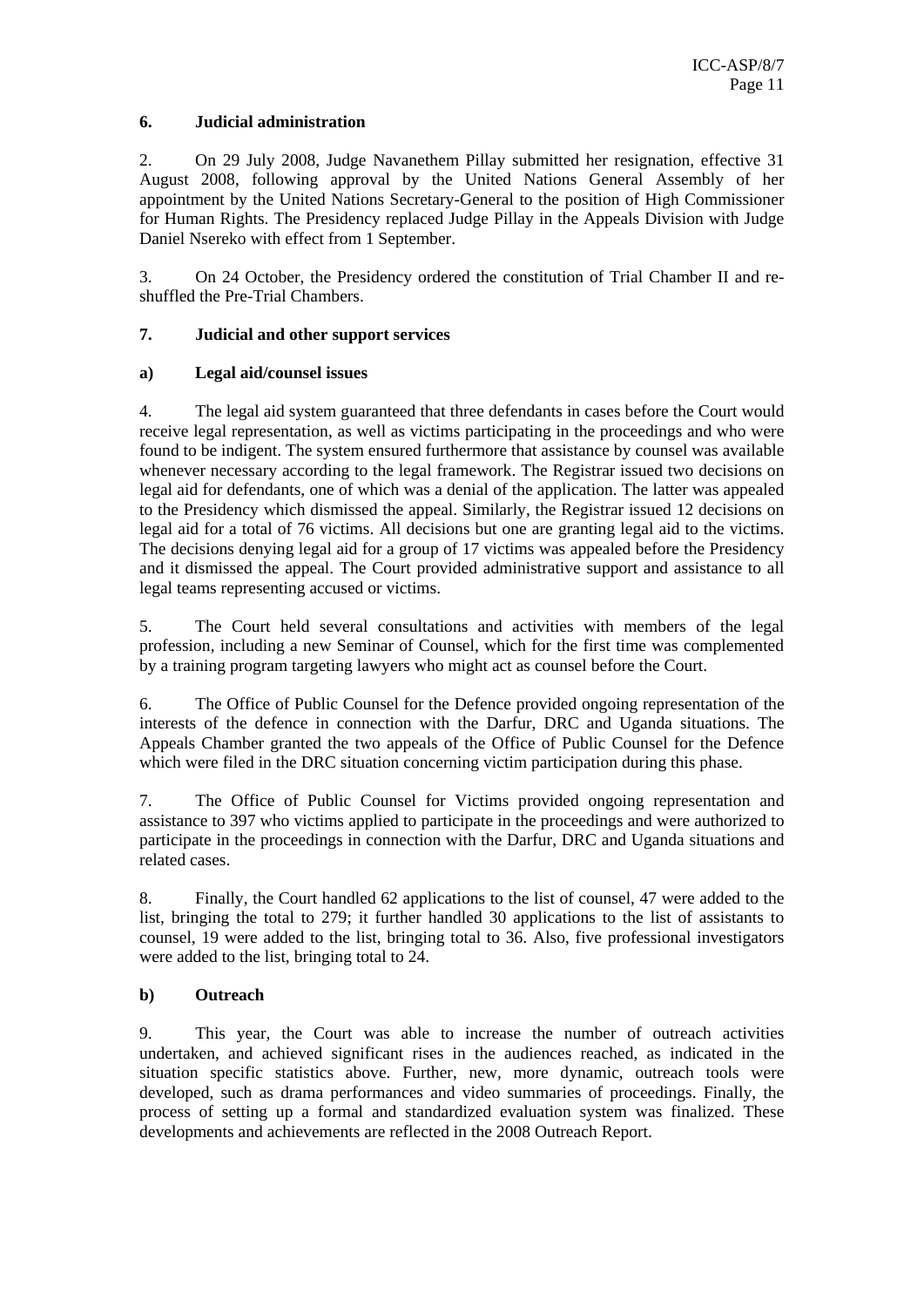## 6. Judicial administration

2. On 29 July 2008, Judge Navanethem Pillay submitted her resignation, effective 31 August 2008, following approval by the United Nations General Assembly of her appointment by the United Nations Secretary-General to the position of High Commissioner for Human Rights. The Presidency replaced Judge Pillay in the Appeals Division with Judge Daniel Nsereko with effect from 1 September.

3. On 24 October, the Presidency ordered the constitution of Trial Chamber II and re-shuffled the Pre-Trial Chambers.

## 7. Judicial and other support services

### a) Legal aid/counsel issues

4. The legal aid system guaranteed that three defendants in cases before the Court would receive legal representation, as well as victims participating in the proceedings and who were found to be indigent. The system ensured furthermore that assistance by counsel was available whenever necessary according to the legal framework. The Registrar issued two decisions on legal aid for defendants, one of which was a denial of the application. The latter was appealed to the Presidency which dismissed the appeal. Similarly, the Registrar issued 12 decisions on legal aid for a total of 76 victims. All decisions but one are granting legal aid to the victims. The decisions denying legal aid for a group of 17 victims was appealed before the Presidency and it dismissed the appeal. The Court provided administrative support and assistance to all legal teams representing accused or victims.

5. The Court held several consultations and activities with members of the legal profession, including a new Seminar of Counsel, which for the first time was complemented by a training program targeting lawyers who might act as counsel before the Court.

6. The Office of Public Counsel for the Defence provided ongoing representation of the interests of the defence in connection with the Darfur, DRC and Uganda situations. The Appeals Chamber granted the two appeals of the Office of Public Counsel for the Defence which were filed in the DRC situation concerning victim participation during this phase.

7. The Office of Public Counsel for Victims provided ongoing representation and assistance to 397 who victims applied to participate in the proceedings and were authorized to participate in the proceedings in connection with the Darfur, DRC and Uganda situations and related cases.

8. Finally, the Court handled 62 applications to the list of counsel, 47 were added to the list, bringing the total to 279; it further handled 30 applications to the list of assistants to counsel, 19 were added to the list, bringing total to 36. Also, five professional investigators were added to the list, bringing total to 24.

### b) Outreach

9. This year, the Court was able to increase the number of outreach activities undertaken, and achieved significant rises in the audiences reached, as indicated in the situation specific statistics above. Further, new, more dynamic, outreach tools were developed, such as drama performances and video summaries of proceedings. Finally, the process of setting up a formal and standardized evaluation system was finalized. These developments and achievements are reflected in the 2008 Outreach Report.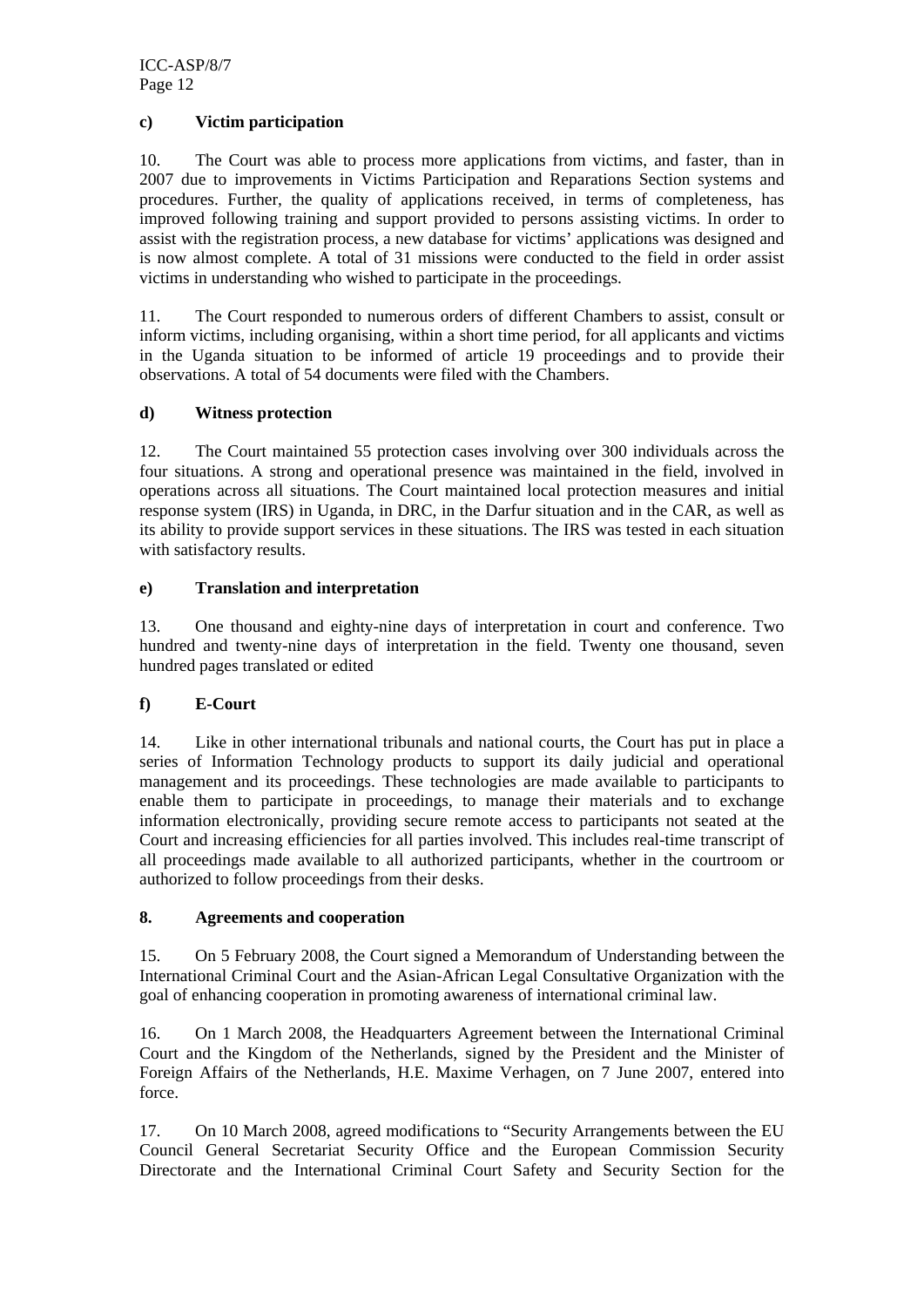#### c) Victim participation

10. The Court was able to process more applications from victims, and faster, than in 2007 due to improvements in Victims Participation and Reparations Section systems and procedures. Further, the quality of applications received, in terms of completeness, has improved following training and support provided to persons assisting victims. In order to assist with the registration process, a new database for victims' applications was designed and is now almost complete. A total of 31 missions were conducted to the field in order assist victims in understanding who wished to participate in the proceedings.

11. The Court responded to numerous orders of different Chambers to assist, consult or inform victims, including organising, within a short time period, for all applicants and victims in the Uganda situation to be informed of article 19 proceedings and to provide their observations. A total of 54 documents were filed with the Chambers.

#### d) Witness protection

12. The Court maintained 55 protection cases involving over 300 individuals across the four situations. A strong and operational presence was maintained in the field, involved in operations across all situations. The Court maintained local protection measures and initial response system (IRS) in Uganda, in DRC, in the Darfur situation and in the CAR, as well as its ability to provide support services in these situations. The IRS was tested in each situation with satisfactory results.

#### e) Translation and interpretation

13. One thousand and eighty-nine days of interpretation in court and conference. Two hundred and twenty-nine days of interpretation in the field. Twenty one thousand, seven hundred pages translated or edited

#### f) E-Court

14. Like in other international tribunals and national courts, the Court has put in place a series of Information Technology products to support its daily judicial and operational management and its proceedings. These technologies are made available to participants to enable them to participate in proceedings, to manage their materials and to exchange information electronically, providing secure remote access to participants not seated at the Court and increasing efficiencies for all parties involved. This includes real-time transcript of all proceedings made available to all authorized participants, whether in the courtroom or authorized to follow proceedings from their desks.

### 8. Agreements and cooperation

15. On 5 February 2008, the Court signed a Memorandum of Understanding between the International Criminal Court and the Asian-African Legal Consultative Organization with the goal of enhancing cooperation in promoting awareness of international criminal law.

16. On 1 March 2008, the Headquarters Agreement between the International Criminal Court and the Kingdom of the Netherlands, signed by the President and the Minister of Foreign Affairs of the Netherlands, H.E. Maxime Verhagen, on 7 June 2007, entered into force.

17. On 10 March 2008, agreed modifications to "Security Arrangements between the EU Council General Secretariat Security Office and the European Commission Security Directorate and the International Criminal Court Safety and Security Section for the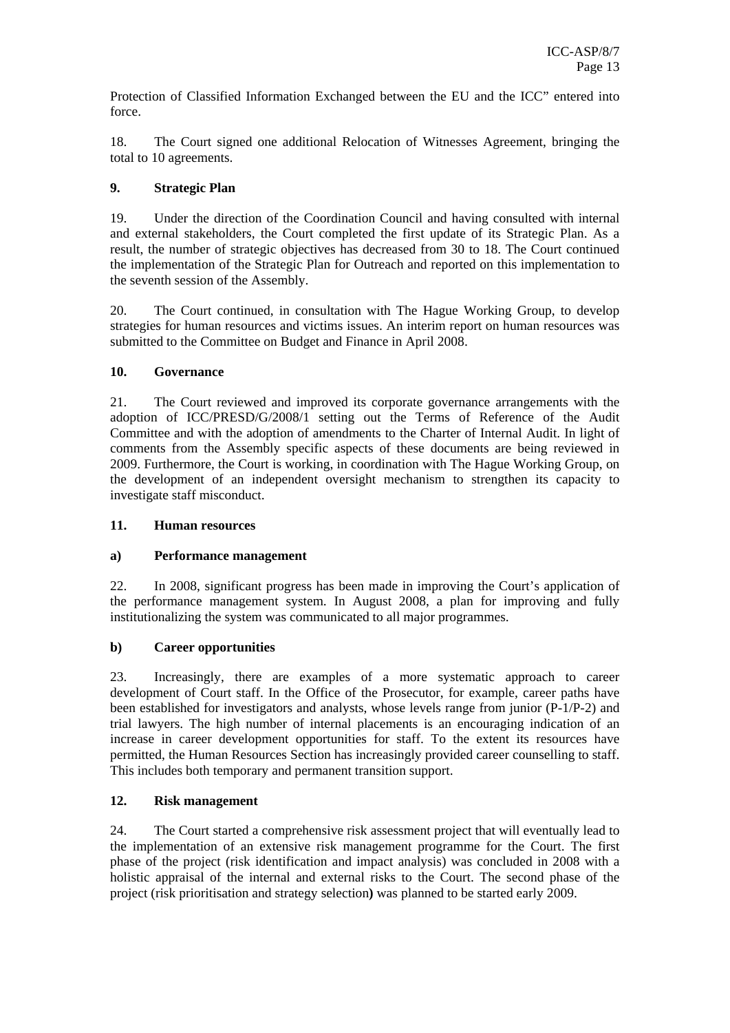Protection of Classified Information Exchanged between the EU and the ICC" entered into force.

18. The Court signed one additional Relocation of Witnesses Agreement, bringing the total to 10 agreements.

### 9. Strategic Plan

19. Under the direction of the Coordination Council and having consulted with internal and external stakeholders, the Court completed the first update of its Strategic Plan. As a result, the number of strategic objectives has decreased from 30 to 18. The Court continued the implementation of the Strategic Plan for Outreach and reported on this implementation to the seventh session of the Assembly.

20. The Court continued, in consultation with The Hague Working Group, to develop strategies for human resources and victims issues. An interim report on human resources was submitted to the Committee on Budget and Finance in April 2008.

### 10. Governance

21. The Court reviewed and improved its corporate governance arrangements with the adoption of ICC/PRESD/G/2008/1 setting out the Terms of Reference of the Audit Committee and with the adoption of amendments to the Charter of Internal Audit. In light of comments from the Assembly specific aspects of these documents are being reviewed in 2009. Furthermore, the Court is working, in coordination with The Hague Working Group, on the development of an independent oversight mechanism to strengthen its capacity to investigate staff misconduct.

### 11. Human resources

#### a) Performance management

22. In 2008, significant progress has been made in improving the Court's application of the performance management system. In August 2008, a plan for improving and fully institutionalizing the system was communicated to all major programmes.

#### b) Career opportunities

23. Increasingly, there are examples of a more systematic approach to career development of Court staff. In the Office of the Prosecutor, for example, career paths have been established for investigators and analysts, whose levels range from junior (P-1/P-2) and trial lawyers. The high number of internal placements is an encouraging indication of an increase in career development opportunities for staff. To the extent its resources have permitted, the Human Resources Section has increasingly provided career counselling to staff. This includes both temporary and permanent transition support.

### 12. Risk management

24. The Court started a comprehensive risk assessment project that will eventually lead to the implementation of an extensive risk management programme for the Court. The first phase of the project (risk identification and impact analysis) was concluded in 2008 with a holistic appraisal of the internal and external risks to the Court. The second phase of the project (risk prioritisation and strategy selection**)** was planned to be started early 2009.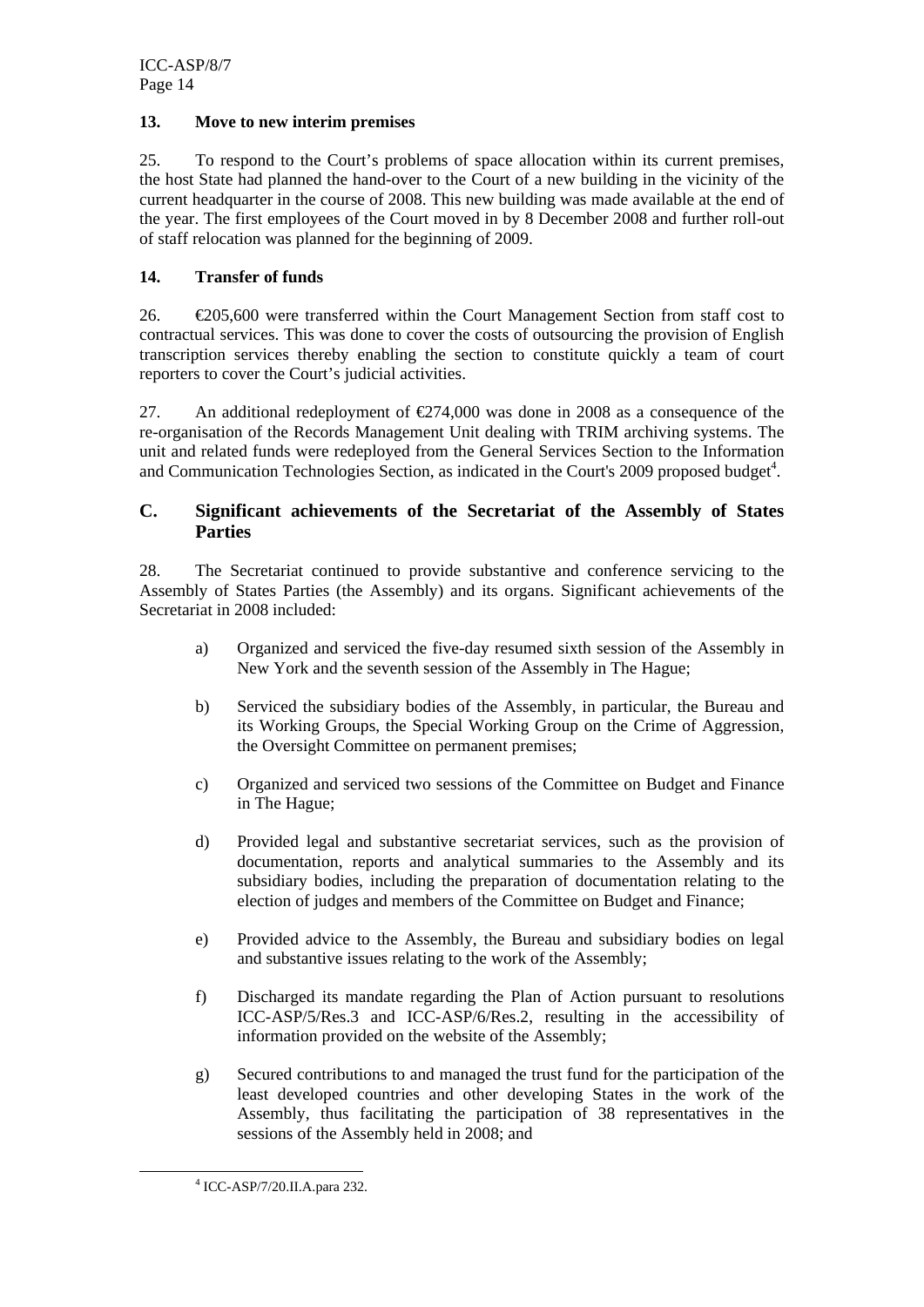### 13. Move to new interim premises

25. To respond to the Court's problems of space allocation within its current premises, the host State had planned the hand-over to the Court of a new building in the vicinity of the current headquarter in the course of 2008. This new building was made available at the end of the year. The first employees of the Court moved in by 8 December 2008 and further roll-out of staff relocation was planned for the beginning of 2009.

### 14. Transfer of funds

26. €205,600 were transferred within the Court Management Section from staff cost to contractual services. This was done to cover the costs of outsourcing the provision of English transcription services thereby enabling the section to constitute quickly a team of court reporters to cover the Court's judicial activities.

27. An additional redeployment of €274,000 was done in 2008 as a consequence of the re-organisation of the Records Management Unit dealing with TRIM archiving systems. The unit and related funds were redeployed from the General Services Section to the Information and Communication Technologies Section, as indicated in the Court's 2009 proposed budget[4].

## C. Significant achievements of the Secretariat of the Assembly of States Parties

28. The Secretariat continued to provide substantive and conference servicing to the Assembly of States Parties (the Assembly) and its organs. Significant achievements of the Secretariat in 2008 included:

a) Organized and serviced the five-day resumed sixth session of the Assembly in New York and the seventh session of the Assembly in The Hague;

b) Serviced the subsidiary bodies of the Assembly, in particular, the Bureau and its Working Groups, the Special Working Group on the Crime of Aggression, the Oversight Committee on permanent premises;

c) Organized and serviced two sessions of the Committee on Budget and Finance in The Hague;

d) Provided legal and substantive secretariat services, such as the provision of documentation, reports and analytical summaries to the Assembly and its subsidiary bodies, including the preparation of documentation relating to the election of judges and members of the Committee on Budget and Finance;

e) Provided advice to the Assembly, the Bureau and subsidiary bodies on legal and substantive issues relating to the work of the Assembly;

f) Discharged its mandate regarding the Plan of Action pursuant to resolutions ICC-ASP/5/Res.3 and ICC-ASP/6/Res.2, resulting in the accessibility of information provided on the website of the Assembly;

g) Secured contributions to and managed the trust fund for the participation of the least developed countries and other developing States in the work of the Assembly, thus facilitating the participation of 38 representatives in the sessions of the Assembly held in 2008; and

---

[4] ICC-ASP/7/20.II.A.para 232.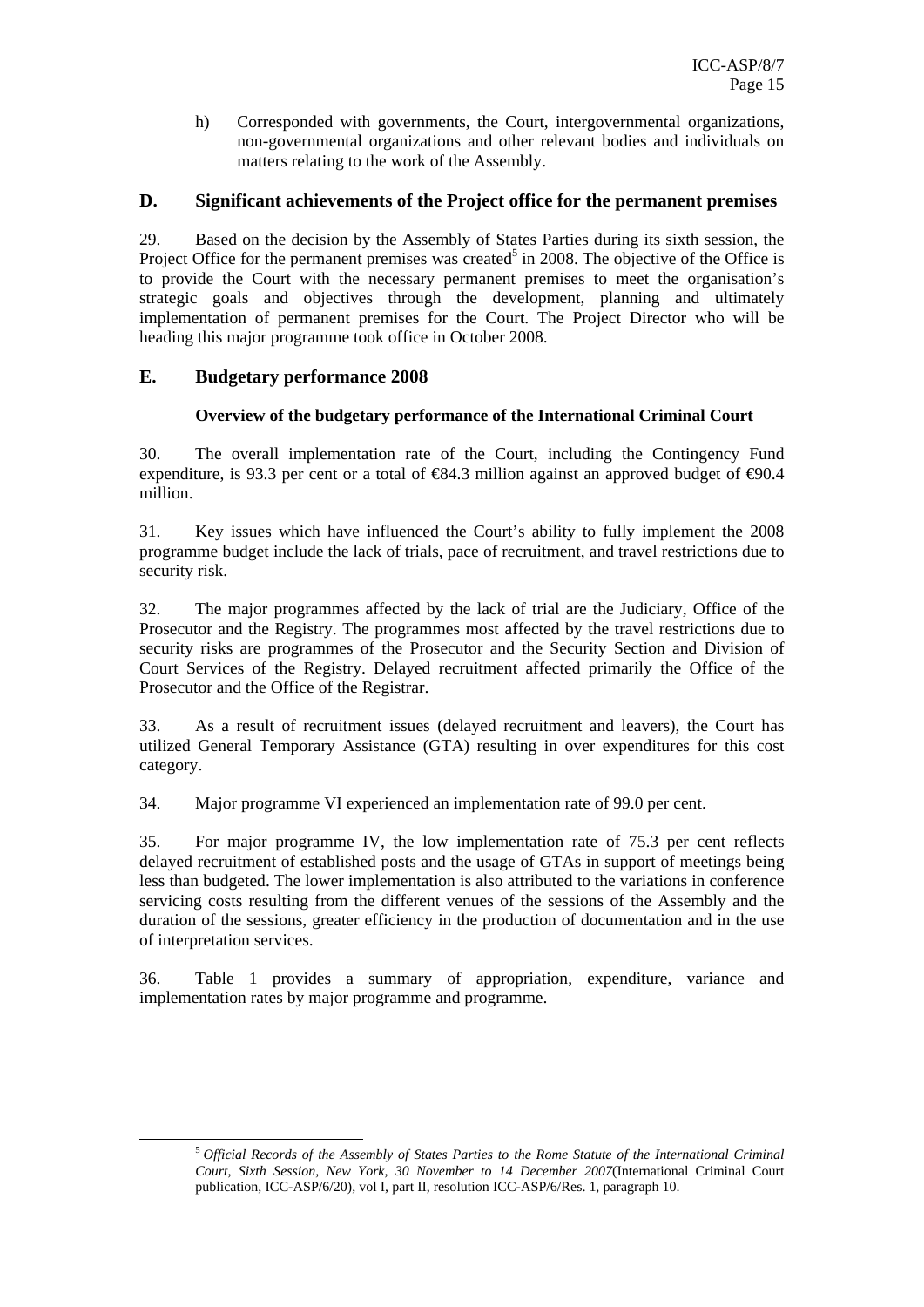h) Corresponded with governments, the Court, intergovernmental organizations, non-governmental organizations and other relevant bodies and individuals on matters relating to the work of the Assembly.

## D. Significant achievements of the Project office for the permanent premises

29. Based on the decision by the Assembly of States Parties during its sixth session, the Project Office for the permanent premises was created[5] in 2008. The objective of the Office is to provide the Court with the necessary permanent premises to meet the organisation's strategic goals and objectives through the development, planning and ultimately implementation of permanent premises for the Court. The Project Director who will be heading this major programme took office in October 2008.

## E. Budgetary performance 2008

### Overview of the budgetary performance of the International Criminal Court

30. The overall implementation rate of the Court, including the Contingency Fund expenditure, is 93.3 per cent or a total of €84.3 million against an approved budget of €90.4 million.

31. Key issues which have influenced the Court's ability to fully implement the 2008 programme budget include the lack of trials, pace of recruitment, and travel restrictions due to security risk.

32. The major programmes affected by the lack of trial are the Judiciary, Office of the Prosecutor and the Registry. The programmes most affected by the travel restrictions due to security risks are programmes of the Prosecutor and the Security Section and Division of Court Services of the Registry. Delayed recruitment affected primarily the Office of the Prosecutor and the Office of the Registrar.

33. As a result of recruitment issues (delayed recruitment and leavers), the Court has utilized General Temporary Assistance (GTA) resulting in over expenditures for this cost category.

34. Major programme VI experienced an implementation rate of 99.0 per cent.

35. For major programme IV, the low implementation rate of 75.3 per cent reflects delayed recruitment of established posts and the usage of GTAs in support of meetings being less than budgeted. The lower implementation is also attributed to the variations in conference servicing costs resulting from the different venues of the sessions of the Assembly and the duration of the sessions, greater efficiency in the production of documentation and in the use of interpretation services.

36. Table 1 provides a summary of appropriation, expenditure, variance and implementation rates by major programme and programme.

---

[5] *Official Records of the Assembly of States Parties to the Rome Statute of the International Criminal Court, Sixth Session, New York, 30 November to 14 December 2007*(International Criminal Court publication, ICC-ASP/6/20), vol I, part II, resolution ICC-ASP/6/Res. 1, paragraph 10.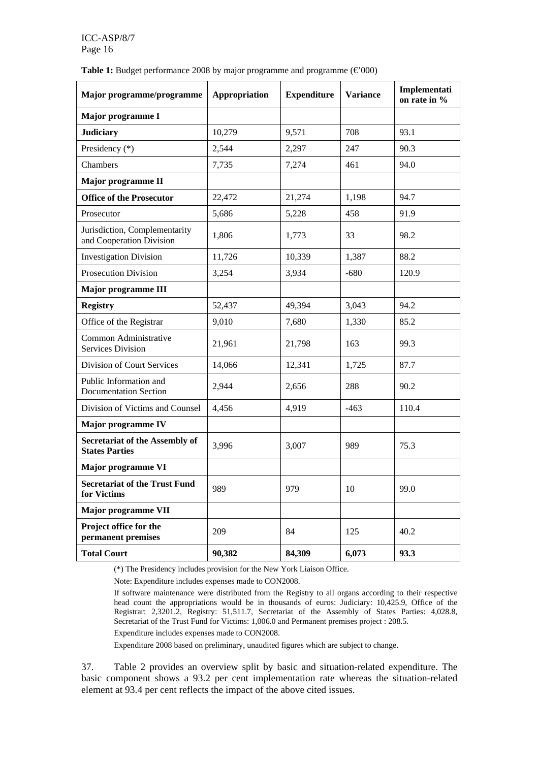**Table 1:** Budget performance 2008 by major programme and programme (€'000)

| Major programme/programme | Appropriation | Expenditure | Variance | Implementation rate in % |
|---|---|---|---|---|
| **Major programme I** | | | | |
| **Judiciary** | 10,279 | 9,571 | 708 | 93.1 |
| Presidency (*) | 2,544 | 2,297 | 247 | 90.3 |
| Chambers | 7,735 | 7,274 | 461 | 94.0 |
| **Major programme II** | | | | |
| **Office of the Prosecutor** | 22,472 | 21,274 | 1,198 | 94.7 |
| Prosecutor | 5,686 | 5,228 | 458 | 91.9 |
| Jurisdiction, Complementarity and Cooperation Division | 1,806 | 1,773 | 33 | 98.2 |
| Investigation Division | 11,726 | 10,339 | 1,387 | 88.2 |
| Prosecution Division | 3,254 | 3,934 | -680 | 120.9 |
| **Major programme III** | | | | |
| **Registry** | 52,437 | 49,394 | 3,043 | 94.2 |
| Office of the Registrar | 9,010 | 7,680 | 1,330 | 85.2 |
| Common Administrative Services Division | 21,961 | 21,798 | 163 | 99.3 |
| Division of Court Services | 14,066 | 12,341 | 1,725 | 87.7 |
| Public Information and Documentation Section | 2,944 | 2,656 | 288 | 90.2 |
| Division of Victims and Counsel | 4,456 | 4,919 | -463 | 110.4 |
| **Major programme IV** | | | | |
| **Secretariat of the Assembly of States Parties** | 3,996 | 3,007 | 989 | 75.3 |
| **Major programme VI** | | | | |
| **Secretariat of the Trust Fund for Victims** | 989 | 979 | 10 | 99.0 |
| **Major programme VII** | | | | |
| **Project office for the permanent premises** | 209 | 84 | 125 | 40.2 |
| **Total Court** | **90,382** | **84,309** | **6,073** | **93.3** |

(*) The Presidency includes provision for the New York Liaison Office.

Note: Expenditure includes expenses made to CON2008.

If software maintenance were distributed from the Registry to all organs according to their respective head count the appropriations would be in thousands of euros: Judiciary: 10,425.9, Office of the Registrar: 2,3201.2, Registry: 51,511.7, Secretariat of the Assembly of States Parties: 4,028.8, Secretariat of the Trust Fund for Victims: 1,006.0 and Permanent premises project : 208.5.

Expenditure includes expenses made to CON2008.

Expenditure 2008 based on preliminary, unaudited figures which are subject to change.

37. Table 2 provides an overview split by basic and situation-related expenditure. The basic component shows a 93.2 per cent implementation rate whereas the situation-related element at 93.4 per cent reflects the impact of the above cited issues.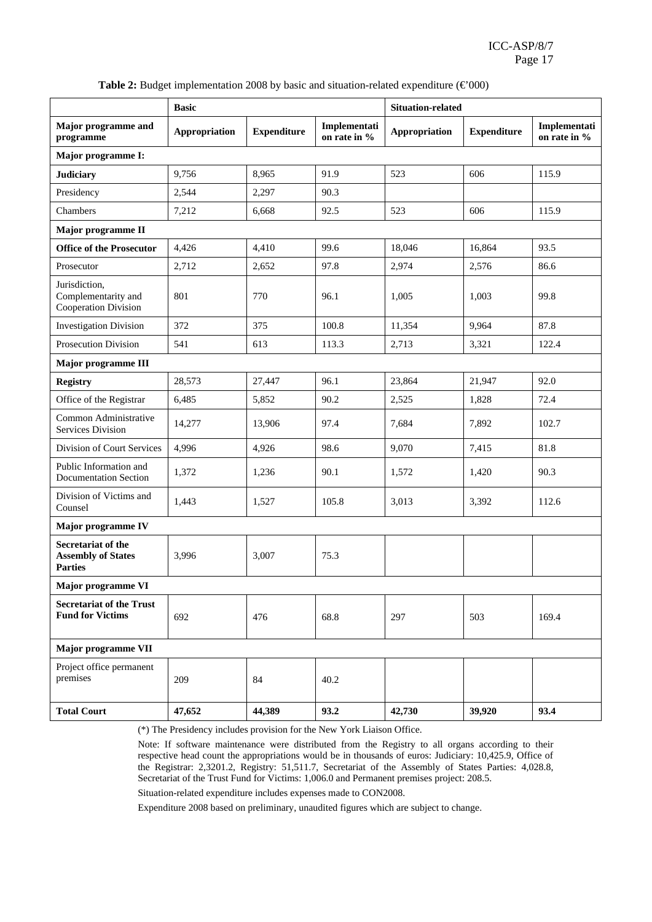**Table 2:** Budget implementation 2008 by basic and situation-related expenditure (€'000)

| | Basic | | | Situation-related | | |
|---|---|---|---|---|---|---|
| **Major programme and programme** | **Appropriation** | **Expenditure** | **Implementation rate in %** | **Appropriation** | **Expenditure** | **Implementation rate in %** |
| **Major programme I:** | | | | | | |
| **Judiciary** | 9,756 | 8,965 | 91.9 | 523 | 606 | 115.9 |
| Presidency | 2,544 | 2,297 | 90.3 | | | |
| Chambers | 7,212 | 6,668 | 92.5 | 523 | 606 | 115.9 |
| **Major programme II** | | | | | | |
| **Office of the Prosecutor** | 4,426 | 4,410 | 99.6 | 18,046 | 16,864 | 93.5 |
| Prosecutor | 2,712 | 2,652 | 97.8 | 2,974 | 2,576 | 86.6 |
| Jurisdiction, Complementarity and Cooperation Division | 801 | 770 | 96.1 | 1,005 | 1,003 | 99.8 |
| Investigation Division | 372 | 375 | 100.8 | 11,354 | 9,964 | 87.8 |
| Prosecution Division | 541 | 613 | 113.3 | 2,713 | 3,321 | 122.4 |
| **Major programme III** | | | | | | |
| **Registry** | 28,573 | 27,447 | 96.1 | 23,864 | 21,947 | 92.0 |
| Office of the Registrar | 6,485 | 5,852 | 90.2 | 2,525 | 1,828 | 72.4 |
| Common Administrative Services Division | 14,277 | 13,906 | 97.4 | 7,684 | 7,892 | 102.7 |
| Division of Court Services | 4,996 | 4,926 | 98.6 | 9,070 | 7,415 | 81.8 |
| Public Information and Documentation Section | 1,372 | 1,236 | 90.1 | 1,572 | 1,420 | 90.3 |
| Division of Victims and Counsel | 1,443 | 1,527 | 105.8 | 3,013 | 3,392 | 112.6 |
| **Major programme IV** | | | | | | |
| **Secretariat of the Assembly of States Parties** | 3,996 | 3,007 | 75.3 | | | |
| **Major programme VI** | | | | | | |
| **Secretariat of the Trust Fund for Victims** | 692 | 476 | 68.8 | 297 | 503 | 169.4 |
| **Major programme VII** | | | | | | |
| Project office permanent premises | 209 | 84 | 40.2 | | | |
| **Total Court** | **47,652** | **44,389** | **93.2** | **42,730** | **39,920** | **93.4** |

(*) The Presidency includes provision for the New York Liaison Office.

Note: If software maintenance were distributed from the Registry to all organs according to their respective head count the appropriations would be in thousands of euros: Judiciary: 10,425.9, Office of the Registrar: 2,3201.2, Registry: 51,511.7, Secretariat of the Assembly of States Parties: 4,028.8, Secretariat of the Trust Fund for Victims: 1,006.0 and Permanent premises project: 208.5.

Situation-related expenditure includes expenses made to CON2008.

Expenditure 2008 based on preliminary, unaudited figures which are subject to change.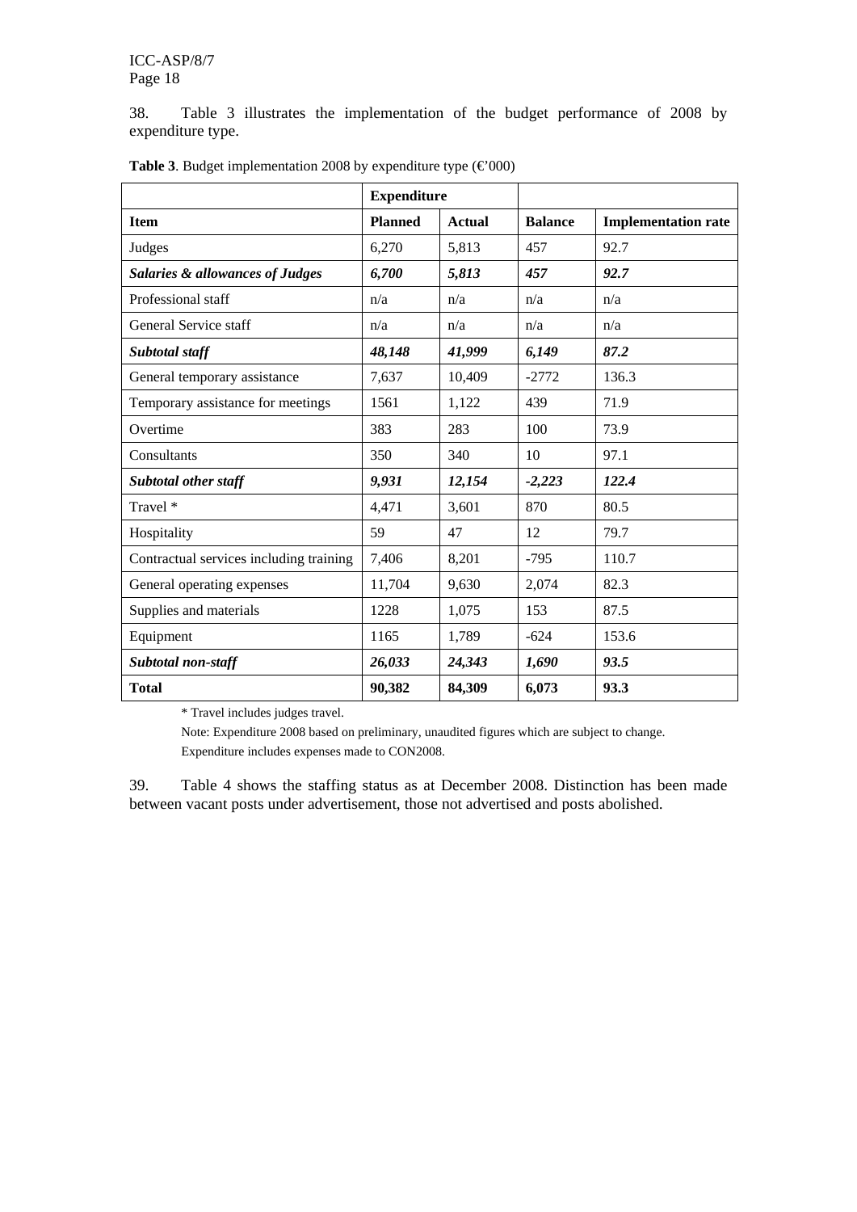38. Table 3 illustrates the implementation of the budget performance of 2008 by expenditure type.

**Table 3**. Budget implementation 2008 by expenditure type (€'000)

| | **Expenditure** | | | |
|---|---|---|---|---|
| **Item** | **Planned** | **Actual** | **Balance** | **Implementation rate** |
| Judges | 6,270 | 5,813 | 457 | 92.7 |
| ***Salaries & allowances of Judges*** | ***6,700*** | ***5,813*** | ***457*** | ***92.7*** |
| Professional staff | n/a | n/a | n/a | n/a |
| General Service staff | n/a | n/a | n/a | n/a |
| ***Subtotal staff*** | ***48,148*** | ***41,999*** | ***6,149*** | ***87.2*** |
| General temporary assistance | 7,637 | 10,409 | -2772 | 136.3 |
| Temporary assistance for meetings | 1561 | 1,122 | 439 | 71.9 |
| Overtime | 383 | 283 | 100 | 73.9 |
| Consultants | 350 | 340 | 10 | 97.1 |
| ***Subtotal other staff*** | ***9,931*** | ***12,154*** | ***-2,223*** | ***122.4*** |
| Travel * | 4,471 | 3,601 | 870 | 80.5 |
| Hospitality | 59 | 47 | 12 | 79.7 |
| Contractual services including training | 7,406 | 8,201 | -795 | 110.7 |
| General operating expenses | 11,704 | 9,630 | 2,074 | 82.3 |
| Supplies and materials | 1228 | 1,075 | 153 | 87.5 |
| Equipment | 1165 | 1,789 | -624 | 153.6 |
| ***Subtotal non-staff*** | ***26,033*** | ***24,343*** | ***1,690*** | ***93.5*** |
| **Total** | **90,382** | **84,309** | **6,073** | **93.3** |

\* Travel includes judges travel.

Note: Expenditure 2008 based on preliminary, unaudited figures which are subject to change.

Expenditure includes expenses made to CON2008.

39. Table 4 shows the staffing status as at December 2008. Distinction has been made between vacant posts under advertisement, those not advertised and posts abolished.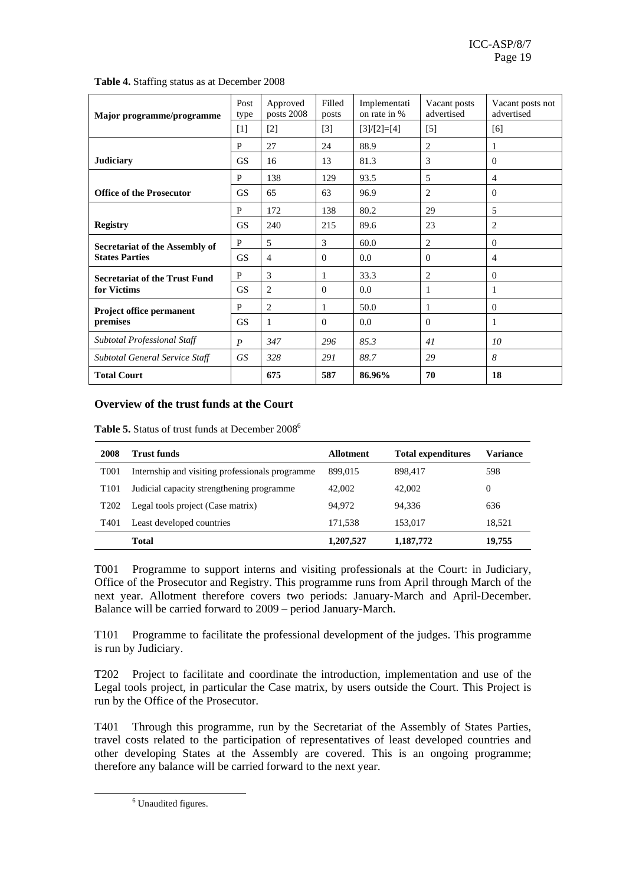**Table 4.** Staffing status as at December 2008

| Major programme/programme | Post type | Approved posts 2008 | Filled posts | Implementation rate in % | Vacant posts advertised | Vacant posts not advertised |
|---|---|---|---|---|---|---|
| | [1] | [2] | [3] | [3]/[2]=[4] | [5] | [6] |
| **Judiciary** | P | 27 | 24 | 88.9 | 2 | 1 |
| | GS | 16 | 13 | 81.3 | 3 | 0 |
| **Office of the Prosecutor** | P | 138 | 129 | 93.5 | 5 | 4 |
| | GS | 65 | 63 | 96.9 | 2 | 0 |
| **Registry** | P | 172 | 138 | 80.2 | 29 | 5 |
| | GS | 240 | 215 | 89.6 | 23 | 2 |
| **Secretariat of the Assembly of States Parties** | P | 5 | 3 | 60.0 | 2 | 0 |
| | GS | 4 | 0 | 0.0 | 0 | 4 |
| **Secretariat of the Trust Fund for Victims** | P | 3 | 1 | 33.3 | 2 | 0 |
| | GS | 2 | 0 | 0.0 | 1 | 1 |
| **Project office permanent premises** | P | 2 | 1 | 50.0 | 1 | 0 |
| | GS | 1 | 0 | 0.0 | 0 | 1 |
| *Subtotal Professional Staff* | *P* | *347* | *296* | *85.3* | *41* | *10* |
| *Subtotal General Service Staff* | *GS* | *328* | *291* | *88.7* | *29* | *8* |
| **Total Court** | | **675** | **587** | **86.96%** | **70** | **18** |

### Overview of the trust funds at the Court

**Table 5.** Status of trust funds at December 2008[6]

| 2008 | Trust funds | Allotment | Total expenditures | Variance |
|---|---|---|---|---|
| T001 | Internship and visiting professionals programme | 899,015 | 898,417 | 598 |
| T101 | Judicial capacity strengthening programme | 42,002 | 42,002 | 0 |
| T202 | Legal tools project (Case matrix) | 94,972 | 94,336 | 636 |
| T401 | Least developed countries | 171,538 | 153,017 | 18,521 |
| | **Total** | **1,207,527** | **1,187,772** | **19,755** |

T001 Programme to support interns and visiting professionals at the Court: in Judiciary, Office of the Prosecutor and Registry. This programme runs from April through March of the next year. Allotment therefore covers two periods: January-March and April-December. Balance will be carried forward to 2009 – period January-March.

T101 Programme to facilitate the professional development of the judges. This programme is run by Judiciary.

T202 Project to facilitate and coordinate the introduction, implementation and use of the Legal tools project, in particular the Case matrix, by users outside the Court. This Project is run by the Office of the Prosecutor.

T401 Through this programme, run by the Secretariat of the Assembly of States Parties, travel costs related to the participation of representatives of least developed countries and other developing States at the Assembly are covered. This is an ongoing programme; therefore any balance will be carried forward to the next year.

[6] Unaudited figures.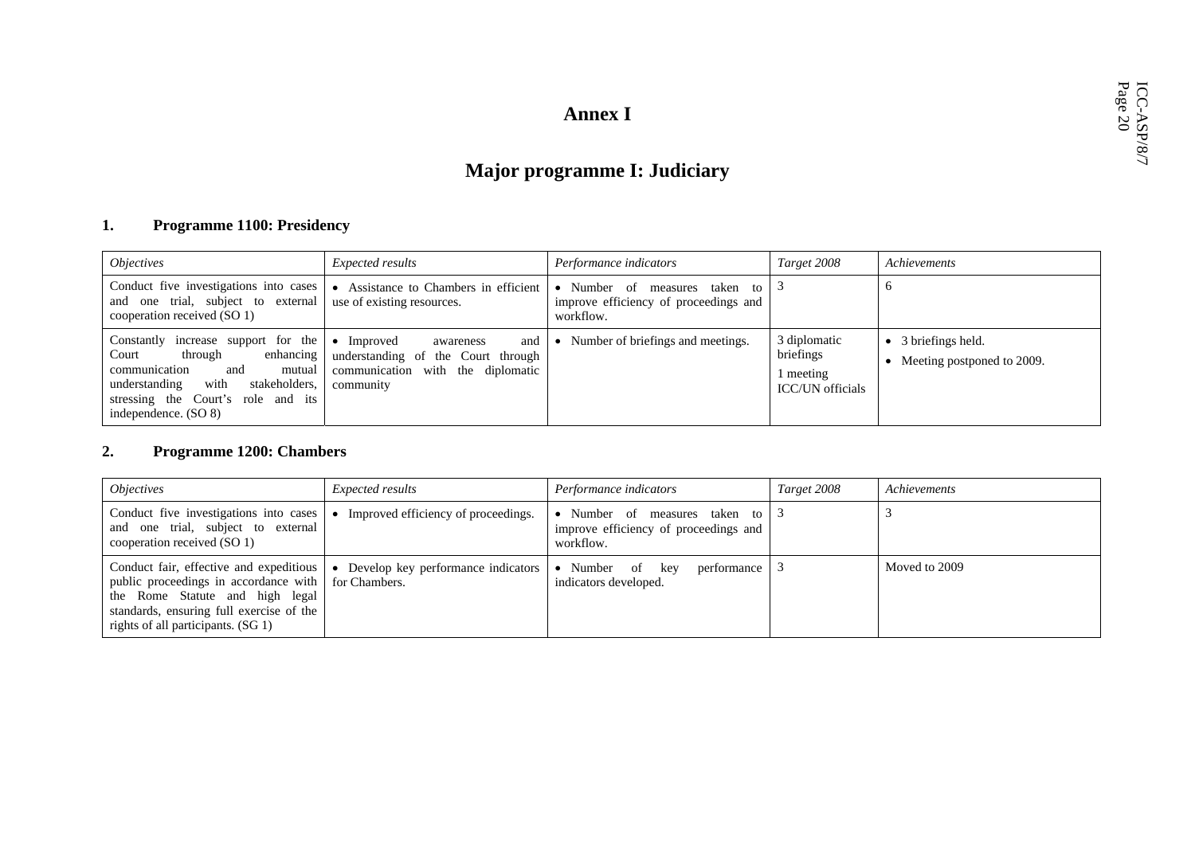# Annex I

## Major programme I: Judiciary

### 1. Programme 1100: Presidency

| *Objectives* | *Expected results* | *Performance indicators* | *Target 2008* | *Achievements* |
|---|---|---|---|---|
| Conduct five investigations into cases and one trial, subject to external cooperation received (SO 1) | • Assistance to Chambers in efficient use of existing resources. | • Number of measures taken to improve efficiency of proceedings and workflow. | 3 | 6 |
| Constantly increase support for the Court through enhancing communication and mutual understanding with stakeholders, stressing the Court's role and its independence. (SO 8) | • Improved awareness and understanding of the Court through communication with the diplomatic community | • Number of briefings and meetings. | 3 diplomatic briefings<br>1 meeting ICC/UN officials | • 3 briefings held.<br>• Meeting postponed to 2009. |

### 2. Programme 1200: Chambers

| *Objectives* | *Expected results* | *Performance indicators* | *Target 2008* | *Achievements* |
|---|---|---|---|---|
| Conduct five investigations into cases and one trial, subject to external cooperation received (SO 1) | • Improved efficiency of proceedings. | • Number of measures taken to improve efficiency of proceedings and workflow. | 3 | 3 |
| Conduct fair, effective and expeditious public proceedings in accordance with the Rome Statute and high legal standards, ensuring full exercise of the rights of all participants. (SG 1) | • Develop key performance indicators for Chambers. | • Number of key performance indicators developed. | 3 | Moved to 2009 |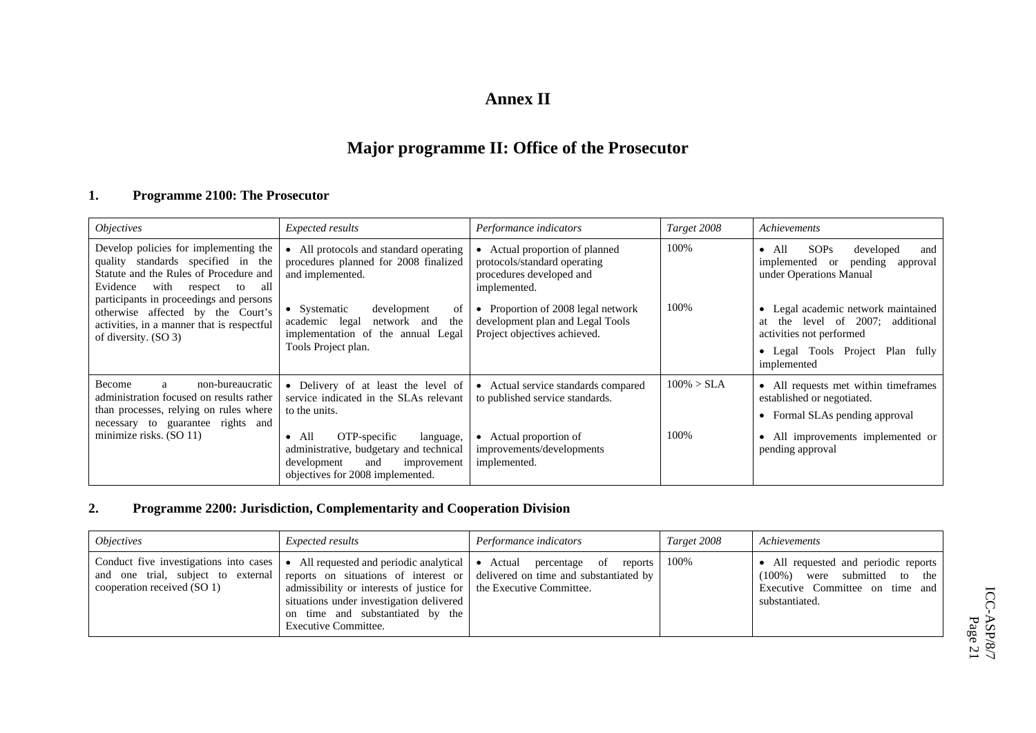# Annex II

## Major programme II: Office of the Prosecutor

### 1. Programme 2100: The Prosecutor

| *Objectives* | *Expected results* | *Performance indicators* | *Target 2008* | *Achievements* |
|---|---|---|---|---|
| Develop policies for implementing the quality standards specified in the Statute and the Rules of Procedure and Evidence with respect to all participants in proceedings and persons otherwise affected by the Court's activities, in a manner that is respectful of diversity. (SO 3) | • All protocols and standard operating procedures planned for 2008 finalized and implemented. | • Actual proportion of planned protocols/standard operating procedures developed and implemented. | 100% | • All SOPs developed and implemented or pending approval under Operations Manual |
| | • Systematic development of academic legal network and the implementation of the annual Legal Tools Project plan. | • Proportion of 2008 legal network development plan and Legal Tools Project objectives achieved. | 100% | • Legal academic network maintained at the level of 2007; additional activities not performed<br>• Legal Tools Project Plan fully implemented |
| Become a non-bureaucratic administration focused on results rather than processes, relying on rules where necessary to guarantee rights and minimize risks. (SO 11) | • Delivery of at least the level of service indicated in the SLAs relevant to the units. | • Actual service standards compared to published service standards. | 100% > SLA | • All requests met within timeframes established or negotiated.<br>• Formal SLAs pending approval |
| | • All OTP-specific language, administrative, budgetary and technical development and improvement objectives for 2008 implemented. | • Actual proportion of improvements/developments implemented. | 100% | • All improvements implemented or pending approval |

### 2. Programme 2200: Jurisdiction, Complementarity and Cooperation Division

| *Objectives* | *Expected results* | *Performance indicators* | *Target 2008* | *Achievements* |
|---|---|---|---|---|
| Conduct five investigations into cases and one trial, subject to external cooperation received (SO 1) | • All requested and periodic analytical reports on situations of interest or admissibility or interests of justice for situations under investigation delivered on time and substantiated by the Executive Committee. | • Actual percentage of reports delivered on time and substantiated by the Executive Committee. | 100% | • All requested and periodic reports (100%) were submitted to the Executive Committee on time and substantiated. |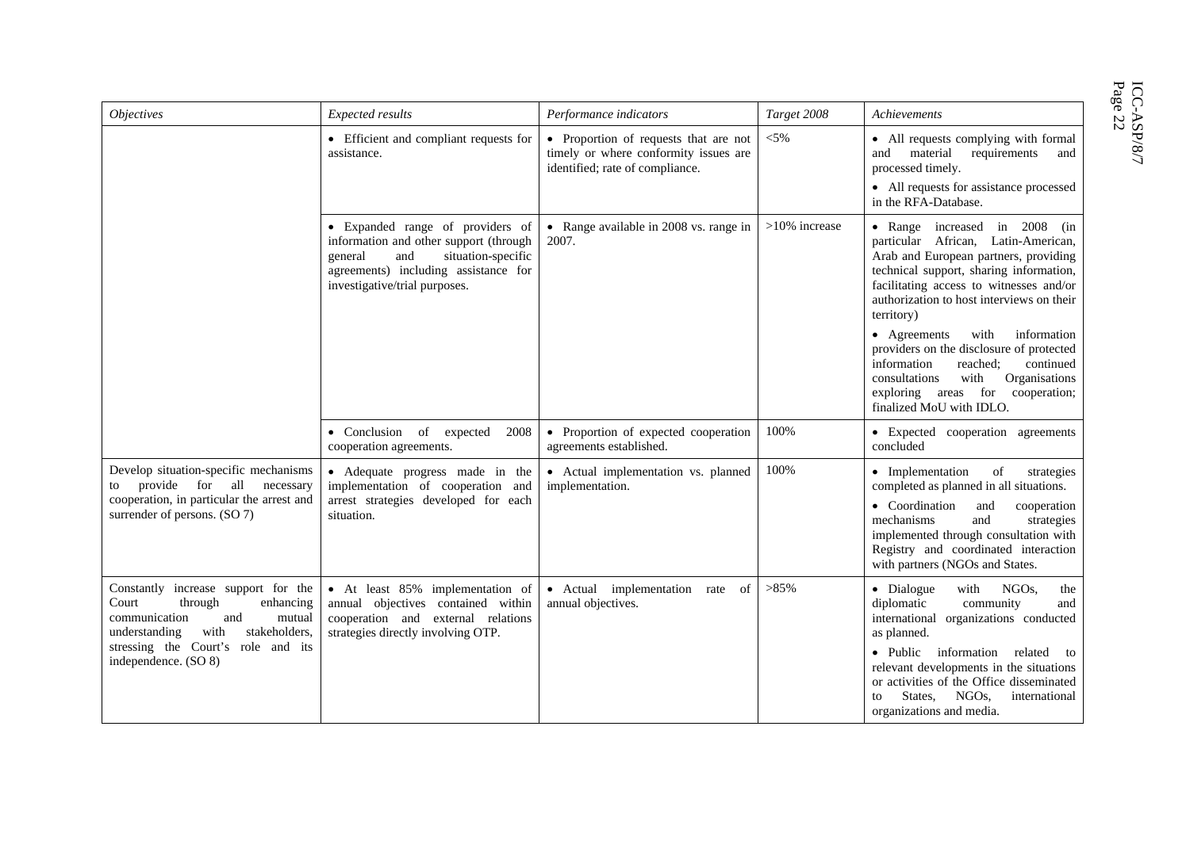| *Objectives* | *Expected results* | *Performance indicators* | *Target 2008* | *Achievements* |
|---|---|---|---|---|
| | • Efficient and compliant requests for assistance. | • Proportion of requests that are not timely or where conformity issues are identified; rate of compliance. | <5% | • All requests complying with formal and material requirements and processed timely.<br>• All requests for assistance processed in the RFA-Database. |
| | • Expanded range of providers of information and other support (through general and situation-specific agreements) including assistance for investigative/trial purposes. | • Range available in 2008 vs. range in 2007. | >10% increase | • Range increased in 2008 (in particular African, Latin-American, Arab and European partners, providing technical support, sharing information, facilitating access to witnesses and/or authorization to host interviews on their territory)<br>• Agreements with information providers on the disclosure of protected information reached; continued consultations with Organisations exploring areas for cooperation; finalized MoU with IDLO. |
| | • Conclusion of expected 2008 cooperation agreements. | • Proportion of expected cooperation agreements established. | 100% | • Expected cooperation agreements concluded |
| Develop situation-specific mechanisms to provide for all necessary cooperation, in particular the arrest and surrender of persons. (SO 7) | • Adequate progress made in the implementation of cooperation and arrest strategies developed for each situation. | • Actual implementation vs. planned implementation. | 100% | • Implementation of strategies completed as planned in all situations.<br>• Coordination and cooperation mechanisms and strategies implemented through consultation with Registry and coordinated interaction with partners (NGOs and States. |
| Constantly increase support for the Court through enhancing communication and mutual understanding with stakeholders, stressing the Court's role and its independence. (SO 8) | • At least 85% implementation of annual objectives contained within cooperation and external relations strategies directly involving OTP. | • Actual implementation rate of annual objectives. | >85% | • Dialogue with NGOs, the diplomatic community and international organizations conducted as planned.<br>• Public information related to relevant developments in the situations or activities of the Office disseminated to States, NGOs, international organizations and media. |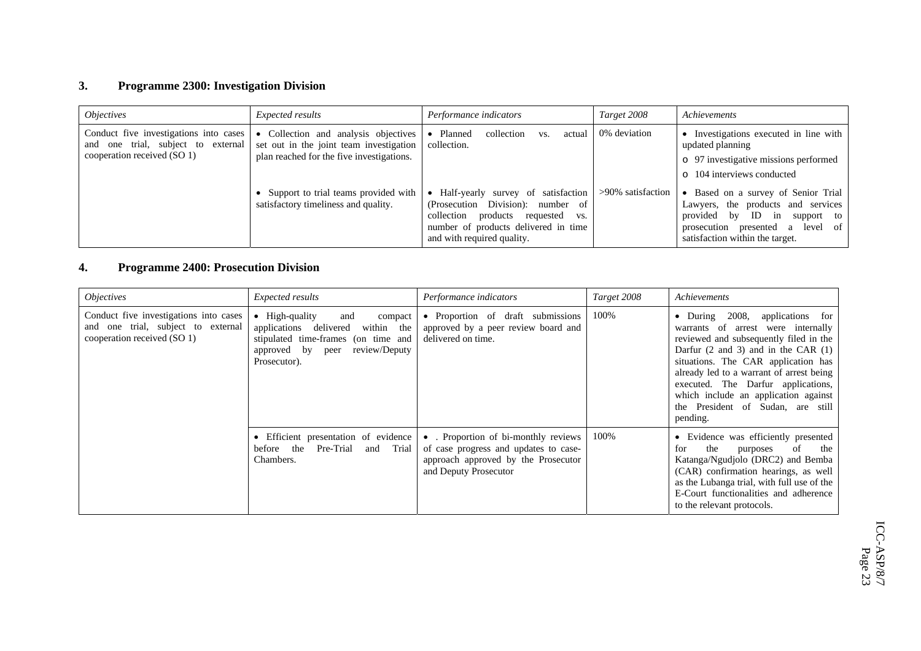## 3. Programme 2300: Investigation Division

| *Objectives* | *Expected results* | *Performance indicators* | *Target 2008* | *Achievements* |
|---|---|---|---|---|
| Conduct five investigations into cases and one trial, subject to external cooperation received (SO 1) | • Collection and analysis objectives set out in the joint team investigation plan reached for the five investigations. | • Planned collection vs. actual collection. | 0% deviation | • Investigations executed in line with updated planning<br>o 97 investigative missions performed<br>o 104 interviews conducted |
| | • Support to trial teams provided with satisfactory timeliness and quality. | • Half-yearly survey of satisfaction (Prosecution Division): number of collection products requested vs. number of products delivered in time and with required quality. | >90% satisfaction | • Based on a survey of Senior Trial Lawyers, the products and services provided by ID in support to prosecution presented a level of satisfaction within the target. |

## 4. Programme 2400: Prosecution Division

| *Objectives* | *Expected results* | *Performance indicators* | *Target 2008* | *Achievements* |
|---|---|---|---|---|
| Conduct five investigations into cases and one trial, subject to external cooperation received (SO 1) | • High-quality and compact applications delivered within the stipulated time-frames (on time and approved by peer review/Deputy Prosecutor). | • Proportion of draft submissions approved by a peer review board and delivered on time. | 100% | • During 2008, applications for warrants of arrest were internally reviewed and subsequently filed in the Darfur (2 and 3) and in the CAR (1) situations. The CAR application has already led to a warrant of arrest being executed. The Darfur applications, which include an application against the President of Sudan, are still pending. |
| | • Efficient presentation of evidence before the Pre-Trial and Trial Chambers. | • . Proportion of bi-monthly reviews of case progress and updates to case-approach approved by the Prosecutor and Deputy Prosecutor | 100% | • Evidence was efficiently presented for the purposes of the Katanga/Ngudjolo (DRC2) and Bemba (CAR) confirmation hearings, as well as the Lubanga trial, with full use of the E-Court functionalities and adherence to the relevant protocols. |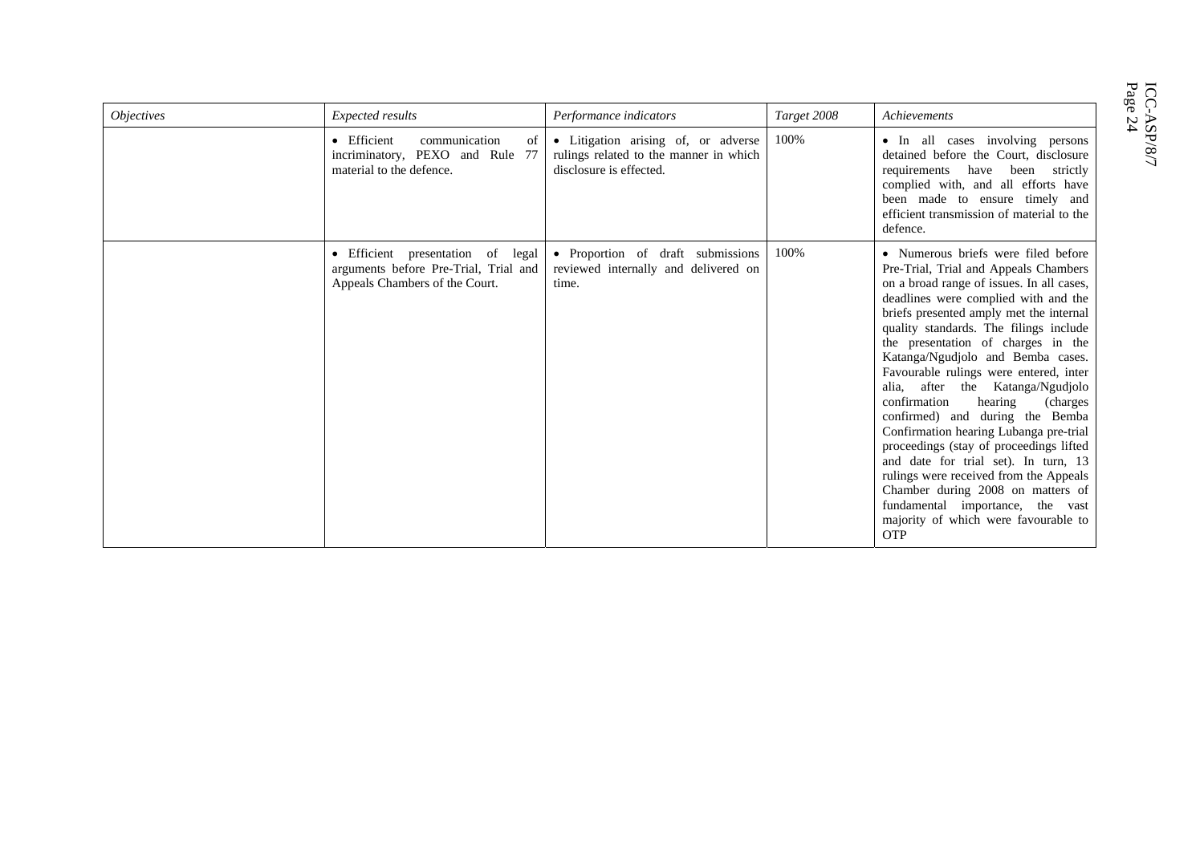| *Objectives* | *Expected results* | *Performance indicators* | *Target 2008* | *Achievements* |
|---|---|---|---|---|
| | • Efficient communication of incriminatory, PEXO and Rule 77 material to the defence. | • Litigation arising of, or adverse rulings related to the manner in which disclosure is effected. | 100% | • In all cases involving persons detained before the Court, disclosure requirements have been strictly complied with, and all efforts have been made to ensure timely and efficient transmission of material to the defence. |
| | • Efficient presentation of legal arguments before Pre-Trial, Trial and Appeals Chambers of the Court. | • Proportion of draft submissions reviewed internally and delivered on time. | 100% | • Numerous briefs were filed before Pre-Trial, Trial and Appeals Chambers on a broad range of issues. In all cases, deadlines were complied with and the briefs presented amply met the internal quality standards. The filings include the presentation of charges in the Katanga/Ngudjolo and Bemba cases. Favourable rulings were entered, inter alia, after the Katanga/Ngudjolo confirmation hearing (charges confirmed) and during the Bemba Confirmation hearing Lubanga pre-trial proceedings (stay of proceedings lifted and date for trial set). In turn, 13 rulings were received from the Appeals Chamber during 2008 on matters of fundamental importance, the vast majority of which were favourable to OTP |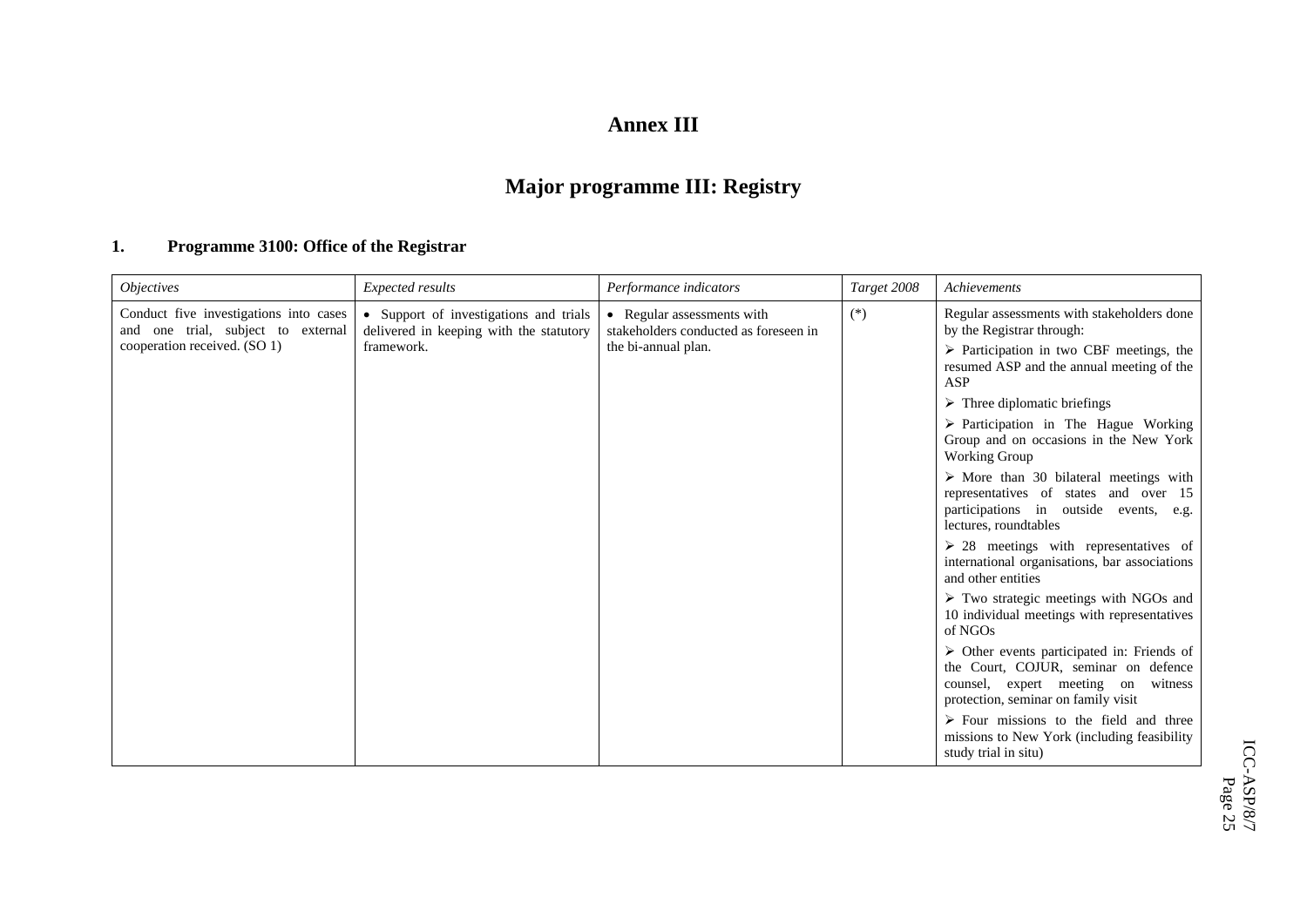# Annex III

# Major programme III: Registry

## 1. Programme 3100: Office of the Registrar

| *Objectives* | *Expected results* | *Performance indicators* | *Target 2008* | *Achievements* |
|---|---|---|---|---|
| Conduct five investigations into cases and one trial, subject to external cooperation received. (SO 1) | • Support of investigations and trials delivered in keeping with the statutory framework. | • Regular assessments with stakeholders conducted as foreseen in the bi-annual plan. | (*) | Regular assessments with stakeholders done by the Registrar through:<br>➢ Participation in two CBF meetings, the resumed ASP and the annual meeting of the ASP<br>➢ Three diplomatic briefings<br>➢ Participation in The Hague Working Group and on occasions in the New York Working Group<br>➢ More than 30 bilateral meetings with representatives of states and over 15 participations in outside events, e.g. lectures, roundtables<br>➢ 28 meetings with representatives of international organisations, bar associations and other entities<br>➢ Two strategic meetings with NGOs and 10 individual meetings with representatives of NGOs<br>➢ Other events participated in: Friends of the Court, COJUR, seminar on defence counsel, expert meeting on witness protection, seminar on family visit<br>➢ Four missions to the field and three missions to New York (including feasibility study trial in situ) |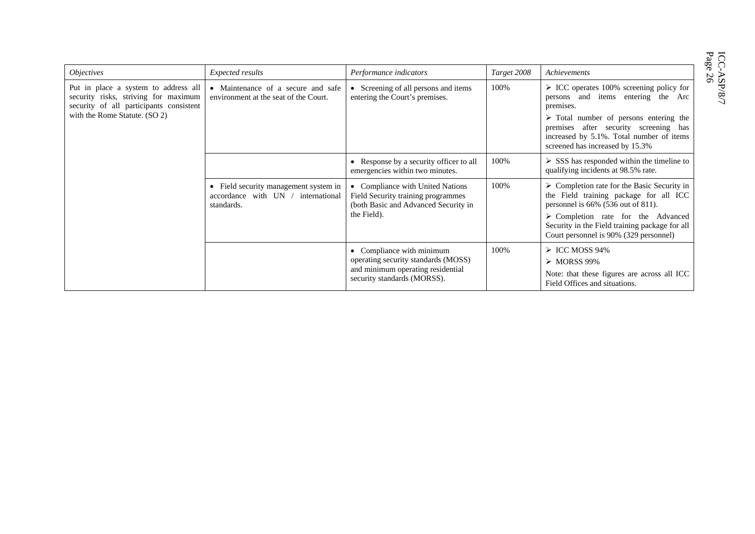| *Objectives* | *Expected results* | *Performance indicators* | *Target 2008* | *Achievements* |
|---|---|---|---|---|
| Put in place a system to address all security risks, striving for maximum security of all participants consistent with the Rome Statute. (SO 2) | • Maintenance of a secure and safe environment at the seat of the Court. | • Screening of all persons and items entering the Court's premises. | 100% | ➢ ICC operates 100% screening policy for persons and items entering the Arc premises.<br>➢ Total number of persons entering the premises after security screening has increased by 5.1%. Total number of items screened has increased by 15.3% |
| | | • Response by a security officer to all emergencies within two minutes. | 100% | ➢ SSS has responded within the timeline to qualifying incidents at 98.5% rate. |
| | • Field security management system in accordance with UN / international standards. | • Compliance with United Nations Field Security training programmes (both Basic and Advanced Security in the Field). | 100% | ➢ Completion rate for the Basic Security in the Field training package for all ICC personnel is 66% (536 out of 811).<br>➢ Completion rate for the Advanced Security in the Field training package for all Court personnel is 90% (329 personnel) |
| | | • Compliance with minimum operating security standards (MOSS) and minimum operating residential security standards (MORSS). | 100% | ➢ ICC MOSS 94%<br>➢ MORSS 99%<br>Note: that these figures are across all ICC Field Offices and situations. |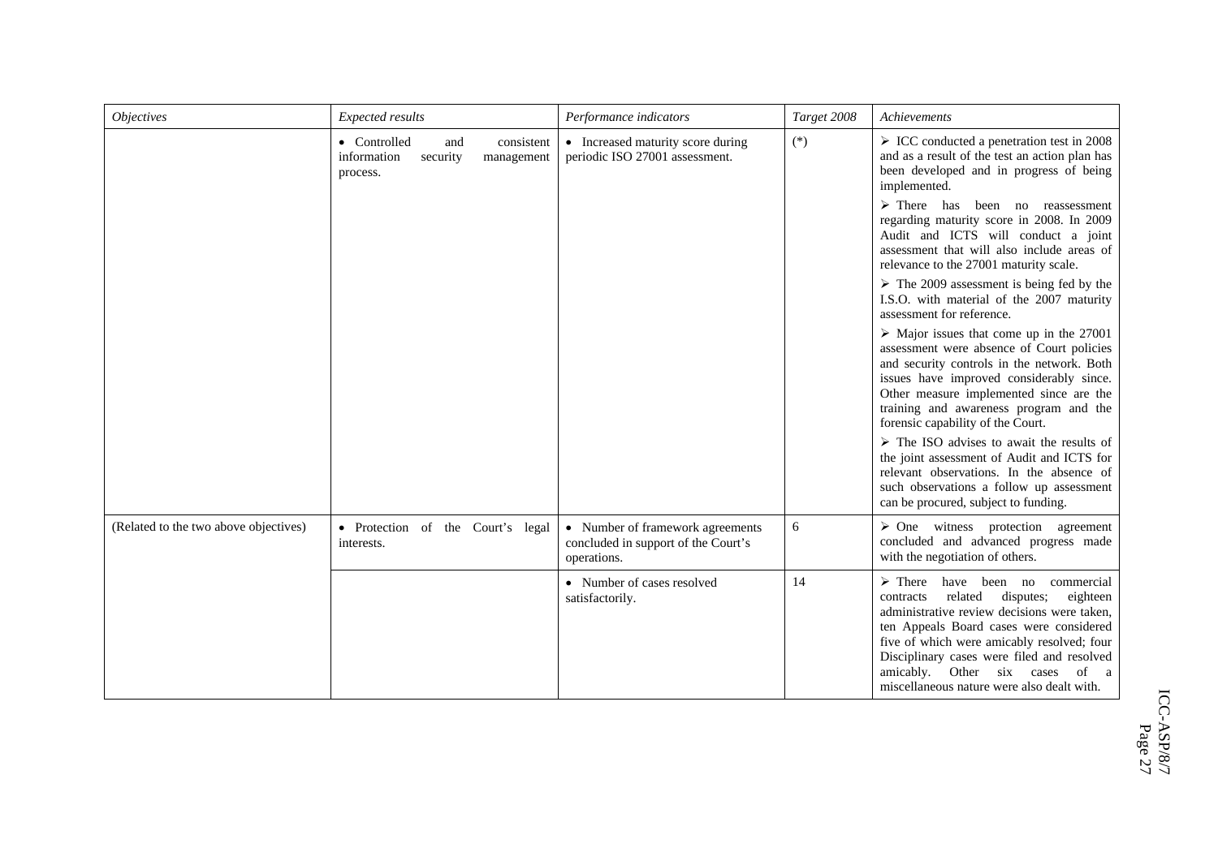| *Objectives* | *Expected results* | *Performance indicators* | *Target 2008* | *Achievements* |
|---|---|---|---|---|
| | • Controlled and consistent information security management process. | • Increased maturity score during periodic ISO 27001 assessment. | (*) | ➢ ICC conducted a penetration test in 2008 and as a result of the test an action plan has been developed and in progress of being implemented.<br>➢ There has been no reassessment regarding maturity score in 2008. In 2009 Audit and ICTS will conduct a joint assessment that will also include areas of relevance to the 27001 maturity scale.<br>➢ The 2009 assessment is being fed by the I.S.O. with material of the 2007 maturity assessment for reference.<br>➢ Major issues that come up in the 27001 assessment were absence of Court policies and security controls in the network. Both issues have improved considerably since. Other measure implemented since are the training and awareness program and the forensic capability of the Court.<br>➢ The ISO advises to await the results of the joint assessment of Audit and ICTS for relevant observations. In the absence of such observations a follow up assessment can be procured, subject to funding. |
| (Related to the two above objectives) | • Protection of the Court's legal interests. | • Number of framework agreements concluded in support of the Court's operations. | 6 | ➢ One witness protection agreement concluded and advanced progress made with the negotiation of others. |
| | | • Number of cases resolved satisfactorily. | 14 | ➢ There have been no commercial contracts related disputes; eighteen administrative review decisions were taken, ten Appeals Board cases were considered five of which were amicably resolved; four Disciplinary cases were filed and resolved amicably. Other six cases of a miscellaneous nature were also dealt with. |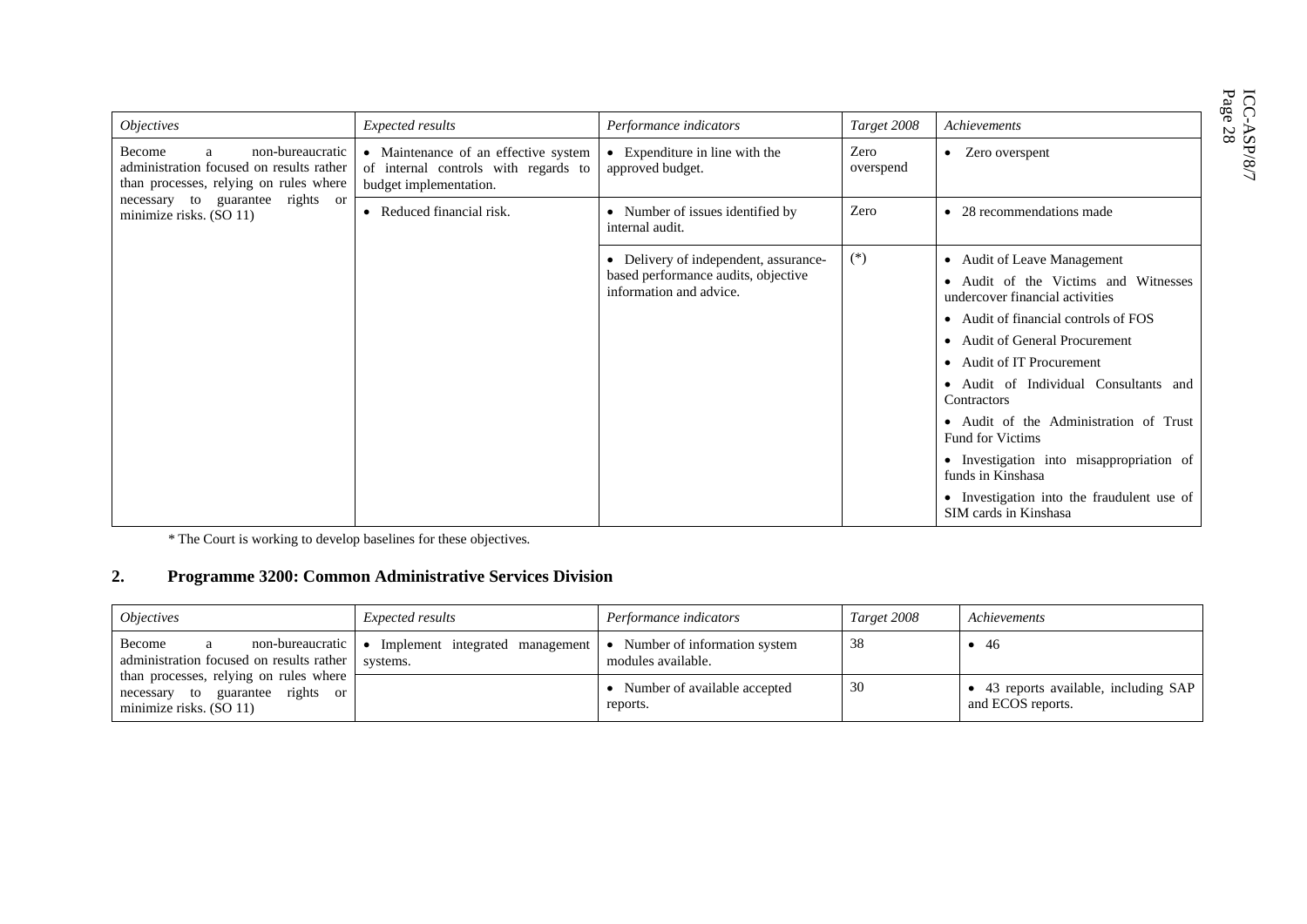| *Objectives* | *Expected results* | *Performance indicators* | *Target 2008* | *Achievements* |
|---|---|---|---|---|
| Become a non-bureaucratic administration focused on results rather than processes, relying on rules where necessary to guarantee rights or minimize risks. (SO 11) | • Maintenance of an effective system of internal controls with regards to budget implementation. | • Expenditure in line with the approved budget. | Zero overspend | • Zero overspent |
| | • Reduced financial risk. | • Number of issues identified by internal audit. | Zero | • 28 recommendations made |
| | | • Delivery of independent, assurance-based performance audits, objective information and advice. | (*) | • Audit of Leave Management<br>• Audit of the Victims and Witnesses undercover financial activities<br>• Audit of financial controls of FOS<br>• Audit of General Procurement<br>• Audit of IT Procurement<br>• Audit of Individual Consultants and Contractors<br>• Audit of the Administration of Trust Fund for Victims<br>• Investigation into misappropriation of funds in Kinshasa<br>• Investigation into the fraudulent use of SIM cards in Kinshasa |

\* The Court is working to develop baselines for these objectives.

## 2. Programme 3200: Common Administrative Services Division

| *Objectives* | *Expected results* | *Performance indicators* | *Target 2008* | *Achievements* |
|---|---|---|---|---|
| Become a non-bureaucratic administration focused on results rather than processes, relying on rules where necessary to guarantee rights or minimize risks. (SO 11) | • Implement integrated management systems. | • Number of information system modules available. | 38 | • 46 |
| | | • Number of available accepted reports. | 30 | • 43 reports available, including SAP and ECOS reports. |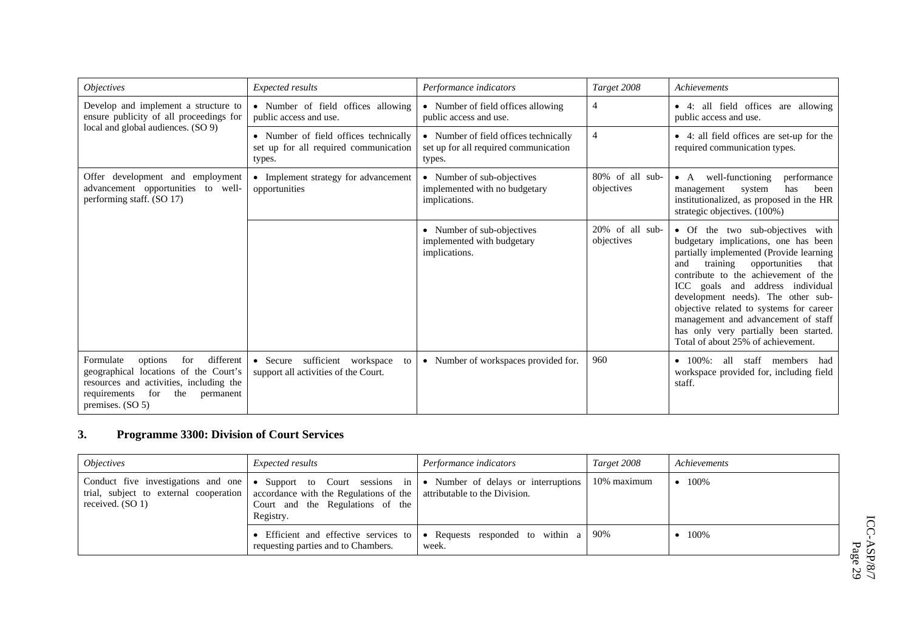| *Objectives* | *Expected results* | *Performance indicators* | *Target 2008* | *Achievements* |
|---|---|---|---|---|
| Develop and implement a structure to ensure publicity of all proceedings for local and global audiences. (SO 9) | • Number of field offices allowing public access and use. | • Number of field offices allowing public access and use. | 4 | • 4: all field offices are allowing public access and use. |
| | • Number of field offices technically set up for all required communication types. | • Number of field offices technically set up for all required communication types. | 4 | • 4: all field offices are set-up for the required communication types. |
| Offer development and employment advancement opportunities to well-performing staff. (SO 17) | • Implement strategy for advancement opportunities | • Number of sub-objectives implemented with no budgetary implications. | 80% of all sub-objectives | • A well-functioning performance management system has been institutionalized, as proposed in the HR strategic objectives. (100%) |
| | | • Number of sub-objectives implemented with budgetary implications. | 20% of all sub-objectives | • Of the two sub-objectives with budgetary implications, one has been partially implemented (Provide learning and training opportunities that contribute to the achievement of the ICC goals and address individual development needs). The other sub-objective related to systems for career management and advancement of staff has only very partially been started. Total of about 25% of achievement. |
| Formulate options for different geographical locations of the Court's resources and activities, including the requirements for the permanent premises. (SO 5) | • Secure sufficient workspace to support all activities of the Court. | • Number of workspaces provided for. | 960 | • 100%: all staff members had workspace provided for, including field staff. |

## 3. Programme 3300: Division of Court Services

| *Objectives* | *Expected results* | *Performance indicators* | *Target 2008* | *Achievements* |
|---|---|---|---|---|
| Conduct five investigations and one trial, subject to external cooperation received. (SO 1) | • Support to Court sessions in accordance with the Regulations of the Court and the Regulations of the Registry. | • Number of delays or interruptions attributable to the Division. | 10% maximum | • 100% |
| | • Efficient and effective services to requesting parties and to Chambers. | • Requests responded to within a week. | 90% | • 100% |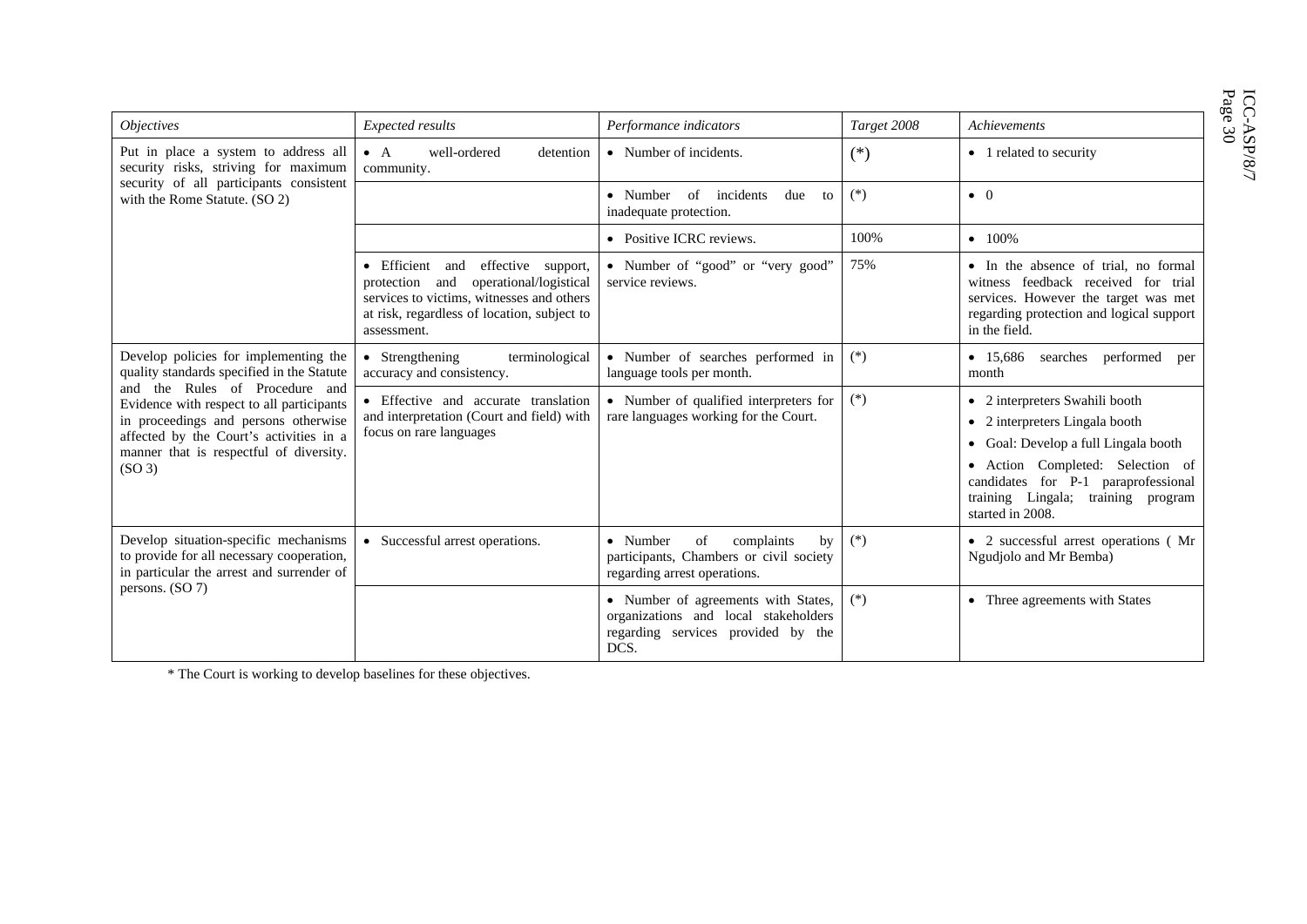| *Objectives* | *Expected results* | *Performance indicators* | *Target 2008* | *Achievements* |
|---|---|---|---|---|
| Put in place a system to address all security risks, striving for maximum security of all participants consistent with the Rome Statute. (SO 2) | • A well-ordered detention community. | • Number of incidents. | (*) | • 1 related to security |
| | | • Number of incidents due to inadequate protection. | (*) | • 0 |
| | | • Positive ICRC reviews. | 100% | • 100% |
| | • Efficient and effective support, protection and operational/logistical services to victims, witnesses and others at risk, regardless of location, subject to assessment. | • Number of "good" or "very good" service reviews. | 75% | • In the absence of trial, no formal witness feedback received for trial services. However the target was met regarding protection and logical support in the field. |
| Develop policies for implementing the quality standards specified in the Statute and the Rules of Procedure and Evidence with respect to all participants in proceedings and persons otherwise affected by the Court's activities in a manner that is respectful of diversity. (SO 3) | • Strengthening terminological accuracy and consistency. | • Number of searches performed in language tools per month. | (*) | • 15,686 searches performed per month |
| | • Effective and accurate translation and interpretation (Court and field) with focus on rare languages | • Number of qualified interpreters for rare languages working for the Court. | (*) | • 2 interpreters Swahili booth<br>• 2 interpreters Lingala booth<br>• Goal: Develop a full Lingala booth<br>• Action Completed: Selection of candidates for P-1 paraprofessional training Lingala; training program started in 2008. |
| Develop situation-specific mechanisms to provide for all necessary cooperation, in particular the arrest and surrender of persons. (SO 7) | • Successful arrest operations. | • Number of complaints by participants, Chambers or civil society regarding arrest operations. | (*) | • 2 successful arrest operations ( Mr Ngudjolo and Mr Bemba) |
| | | • Number of agreements with States, organizations and local stakeholders regarding services provided by the DCS. | (*) | • Three agreements with States |

* The Court is working to develop baselines for these objectives.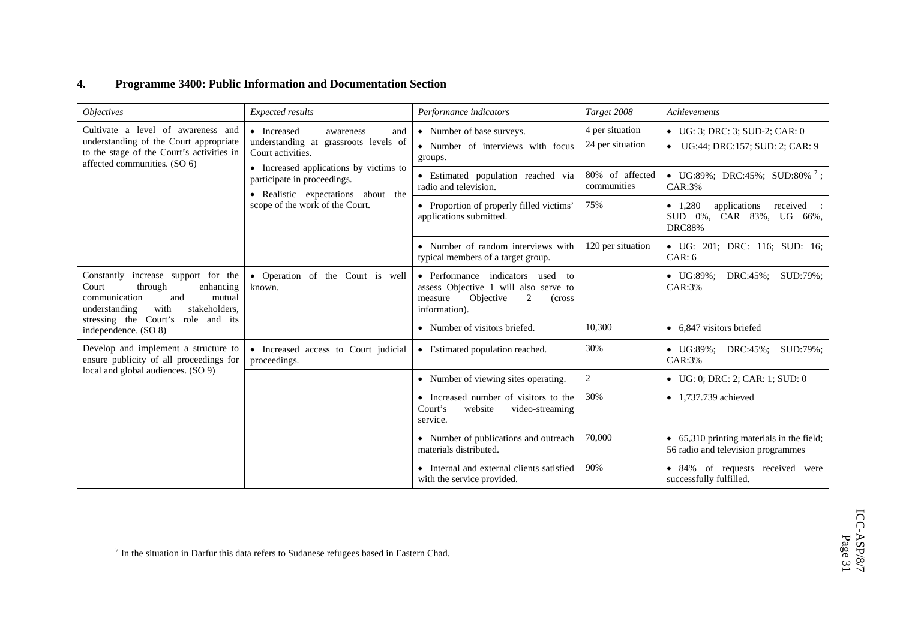## 4. Programme 3400: Public Information and Documentation Section

| *Objectives* | *Expected results* | *Performance indicators* | *Target 2008* | *Achievements* |
|---|---|---|---|---|
| Cultivate a level of awareness and understanding of the Court appropriate to the stage of the Court's activities in affected communities. (SO 6) | • Increased awareness and understanding at grassroots levels of Court activities. • Increased applications by victims to participate in proceedings. • Realistic expectations about the scope of the work of the Court. | • Number of base surveys. • Number of interviews with focus groups. | 4 per situation 24 per situation | • UG: 3; DRC: 3; SUD-2; CAR: 0 • UG:44; DRC:157; SUD: 2; CAR: 9 |
| | | • Estimated population reached via radio and television. | 80% of affected communities | • UG:89%; DRC:45%; SUD:80% [7]; CAR:3% |
| | | • Proportion of properly filled victims' applications submitted. | 75% | • 1,280 applications received : SUD 0%, CAR 83%, UG 66%, DRC88% |
| | | • Number of random interviews with typical members of a target group. | 120 per situation | • UG: 201; DRC: 116; SUD: 16; CAR: 6 |
| Constantly increase support for the Court through enhancing communication and mutual understanding with stakeholders, stressing the Court's role and its independence. (SO 8) | • Operation of the Court is well known. | • Performance indicators used to assess Objective 1 will also serve to measure Objective 2 (cross information). | | • UG:89%; DRC:45%; SUD:79%; CAR:3% |
| | | • Number of visitors briefed. | 10,300 | • 6,847 visitors briefed |
| Develop and implement a structure to ensure publicity of all proceedings for local and global audiences. (SO 9) | • Increased access to Court judicial proceedings. | • Estimated population reached. | 30% | • UG:89%; DRC:45%; SUD:79%; CAR:3% |
| | | • Number of viewing sites operating. | 2 | • UG: 0; DRC: 2; CAR: 1; SUD: 0 |
| | | • Increased number of visitors to the Court's website video-streaming service. | 30% | • 1,737.739 achieved |
| | | • Number of publications and outreach materials distributed. | 70,000 | • 65,310 printing materials in the field; 56 radio and television programmes |
| | | • Internal and external clients satisfied with the service provided. | 90% | • 84% of requests received were successfully fulfilled. |

[7] In the situation in Darfur this data refers to Sudanese refugees based in Eastern Chad.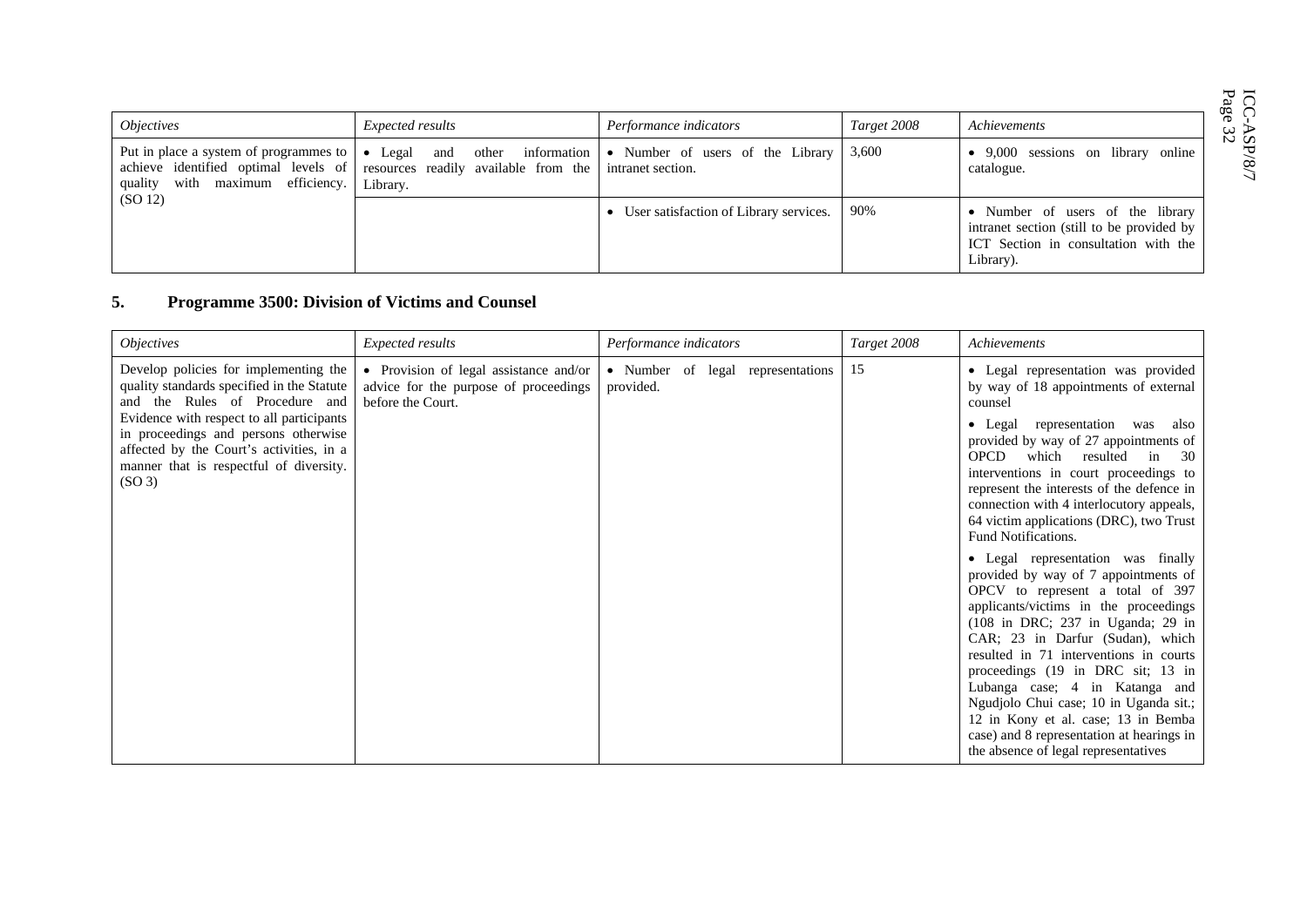| *Objectives* | *Expected results* | *Performance indicators* | *Target 2008* | *Achievements* |
|---|---|---|---|---|
| Put in place a system of programmes to achieve identified optimal levels of quality with maximum efficiency. (SO 12) | • Legal and other information resources readily available from the Library. | • Number of users of the Library intranet section. | 3,600 | • 9,000 sessions on library online catalogue. |
| | | • User satisfaction of Library services. | 90% | • Number of users of the library intranet section (still to be provided by ICT Section in consultation with the Library). |

## 5. Programme 3500: Division of Victims and Counsel

| *Objectives* | *Expected results* | *Performance indicators* | *Target 2008* | *Achievements* |
|---|---|---|---|---|
| Develop policies for implementing the quality standards specified in the Statute and the Rules of Procedure and Evidence with respect to all participants in proceedings and persons otherwise affected by the Court's activities, in a manner that is respectful of diversity. (SO 3) | • Provision of legal assistance and/or advice for the purpose of proceedings before the Court. | • Number of legal representations provided. | 15 | • Legal representation was provided by way of 18 appointments of external counsel<br>• Legal representation was also provided by way of 27 appointments of OPCD which resulted in 30 interventions in court proceedings to represent the interests of the defence in connection with 4 interlocutory appeals, 64 victim applications (DRC), two Trust Fund Notifications.<br>• Legal representation was finally provided by way of 7 appointments of OPCV to represent a total of 397 applicants/victims in the proceedings (108 in DRC; 237 in Uganda; 29 in CAR; 23 in Darfur (Sudan), which resulted in 71 interventions in courts proceedings (19 in DRC sit; 13 in Lubanga case; 4 in Katanga and Ngudjolo Chui case; 10 in Uganda sit.; 12 in Kony et al. case; 13 in Bemba case) and 8 representation at hearings in the absence of legal representatives |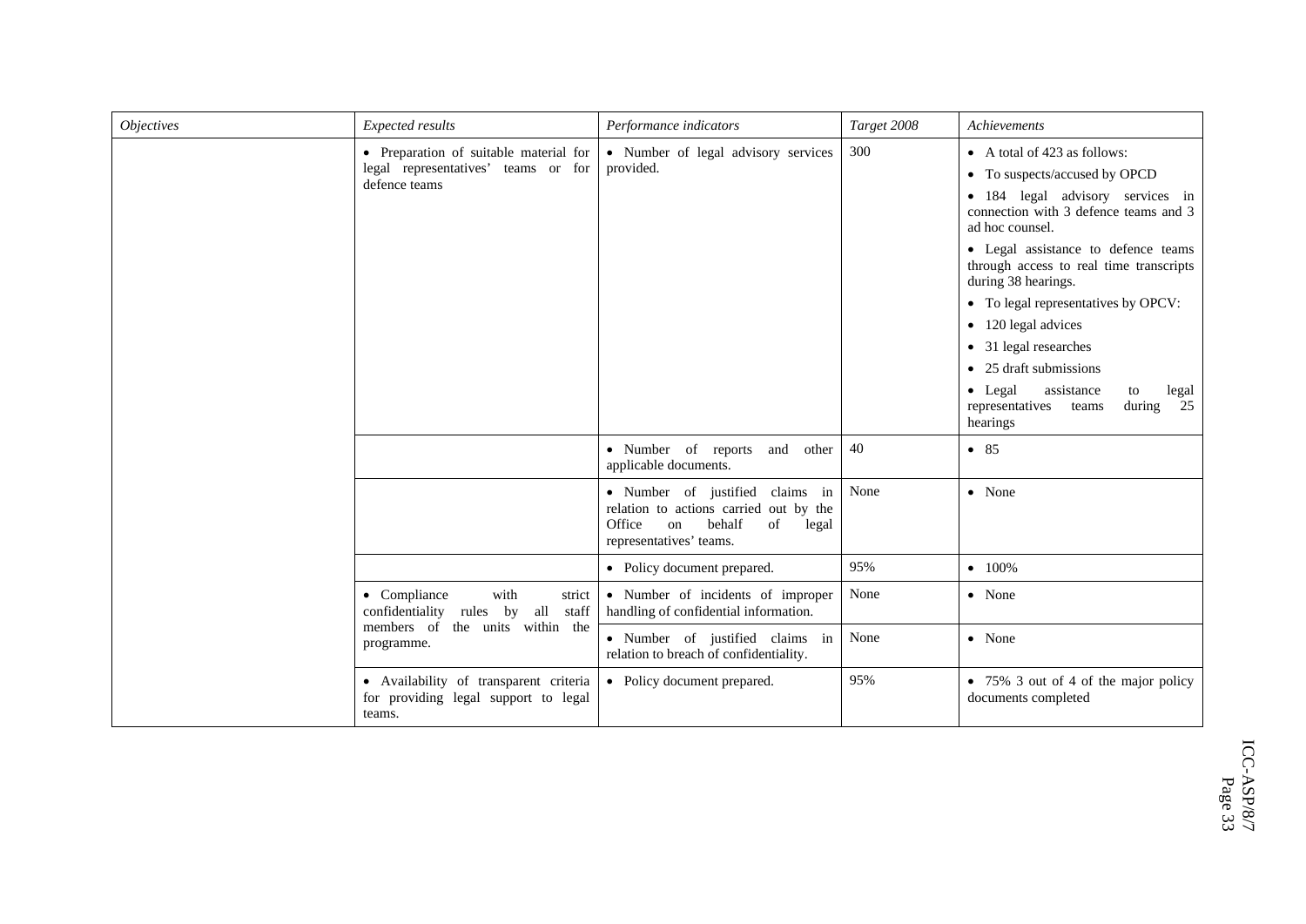| *Objectives* | *Expected results* | *Performance indicators* | *Target 2008* | *Achievements* |
|---|---|---|---|---|
| | • Preparation of suitable material for legal representatives' teams or for defence teams | • Number of legal advisory services provided. | 300 | • A total of 423 as follows:<br>• To suspects/accused by OPCD<br>• 184 legal advisory services in connection with 3 defence teams and 3 ad hoc counsel.<br>• Legal assistance to defence teams through access to real time transcripts during 38 hearings.<br>• To legal representatives by OPCV:<br>• 120 legal advices<br>• 31 legal researches<br>• 25 draft submissions<br>• Legal assistance to legal representatives teams during 25 hearings |
| | | • Number of reports and other applicable documents. | 40 | • 85 |
| | | • Number of justified claims in relation to actions carried out by the Office on behalf of legal representatives' teams. | None | • None |
| | | • Policy document prepared. | 95% | • 100% |
| | • Compliance with strict confidentiality rules by all staff members of the units within the programme. | • Number of incidents of improper handling of confidential information. | None | • None |
| | | • Number of justified claims in relation to breach of confidentiality. | None | • None |
| | • Availability of transparent criteria for providing legal support to legal teams. | • Policy document prepared. | 95% | • 75% 3 out of 4 of the major policy documents completed |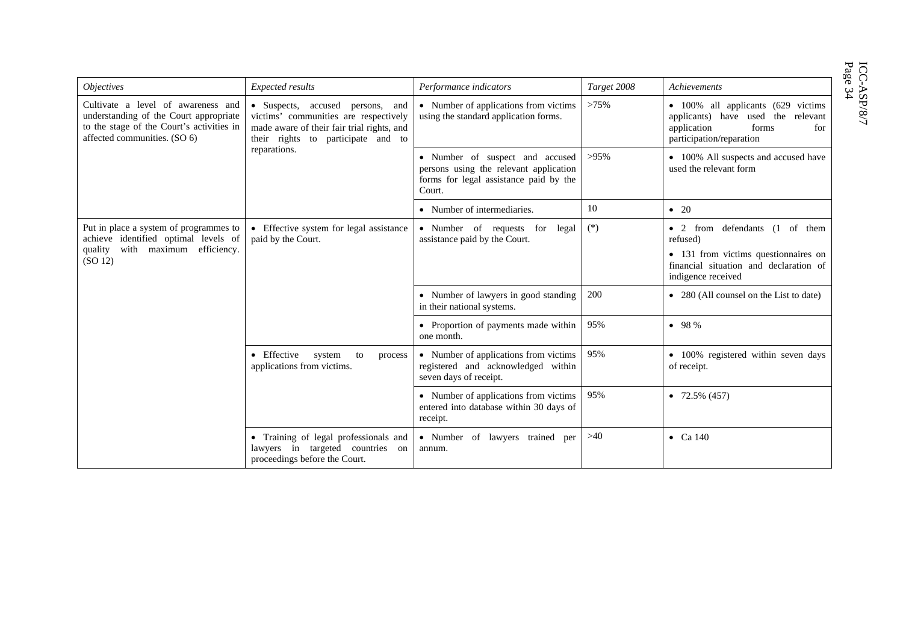| *Objectives* | *Expected results* | *Performance indicators* | *Target 2008* | *Achievements* |
|---|---|---|---|---|
| Cultivate a level of awareness and understanding of the Court appropriate to the stage of the Court's activities in affected communities. (SO 6) | • Suspects, accused persons, and victims' communities are respectively made aware of their fair trial rights, and their rights to participate and to reparations. | • Number of applications from victims using the standard application forms. | >75% | • 100% all applicants (629 victims applicants) have used the relevant application forms for participation/reparation |
| | | • Number of suspect and accused persons using the relevant application forms for legal assistance paid by the Court. | >95% | • 100% All suspects and accused have used the relevant form |
| | | • Number of intermediaries. | 10 | • 20 |
| Put in place a system of programmes to achieve identified optimal levels of quality with maximum efficiency. (SO 12) | • Effective system for legal assistance paid by the Court. | • Number of requests for legal assistance paid by the Court. | (*) | • 2 from defendants (1 of them refused)<br>• 131 from victims questionnaires on financial situation and declaration of indigence received |
| | | • Number of lawyers in good standing in their national systems. | 200 | • 280 (All counsel on the List to date) |
| | | • Proportion of payments made within one month. | 95% | • 98 % |
| | • Effective system to process applications from victims. | • Number of applications from victims registered and acknowledged within seven days of receipt. | 95% | • 100% registered within seven days of receipt. |
| | | • Number of applications from victims entered into database within 30 days of receipt. | 95% | • 72.5% (457) |
| | • Training of legal professionals and lawyers in targeted countries on proceedings before the Court. | • Number of lawyers trained per annum. | >40 | • Ca 140 |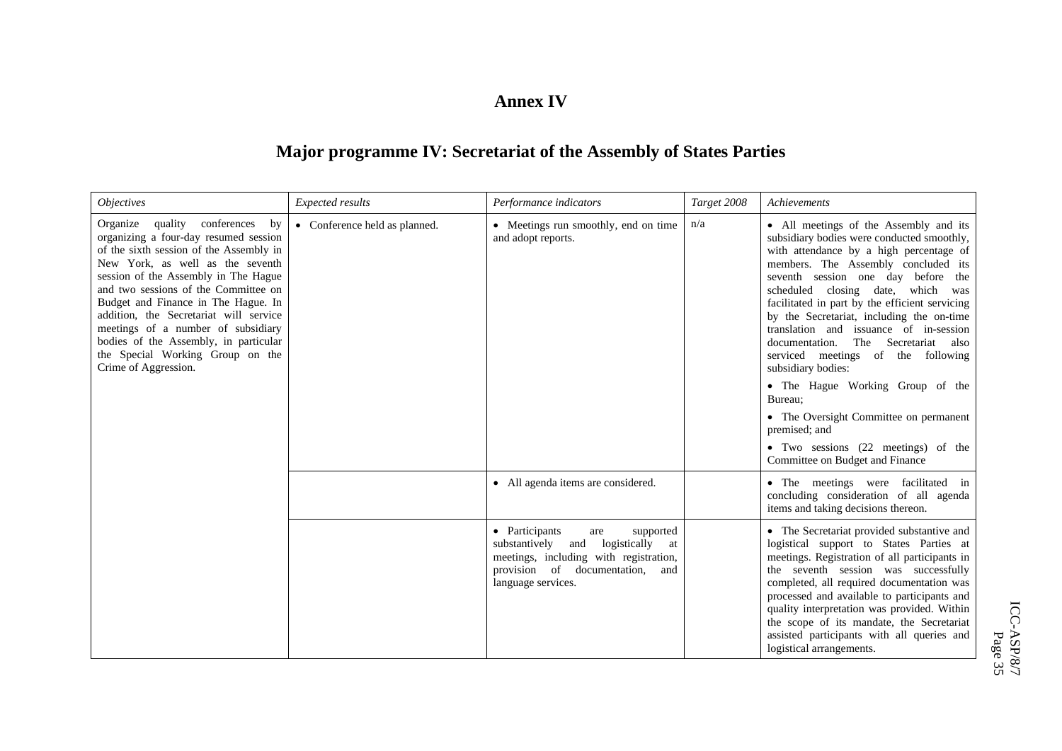# Annex IV

## Major programme IV: Secretariat of the Assembly of States Parties

| *Objectives* | *Expected results* | *Performance indicators* | *Target 2008* | *Achievements* |
|---|---|---|---|---|
| Organize quality conferences by organizing a four-day resumed session of the sixth session of the Assembly in New York, as well as the seventh session of the Assembly in The Hague and two sessions of the Committee on Budget and Finance in The Hague. In addition, the Secretariat will service meetings of a number of subsidiary bodies of the Assembly, in particular the Special Working Group on the Crime of Aggression. | • Conference held as planned. | • Meetings run smoothly, end on time and adopt reports. | n/a | • All meetings of the Assembly and its subsidiary bodies were conducted smoothly, with attendance by a high percentage of members. The Assembly concluded its seventh session one day before the scheduled closing date, which was facilitated in part by the efficient servicing by the Secretariat, including the on-time translation and issuance of in-session documentation. The Secretariat also serviced meetings of the following subsidiary bodies:<br>• The Hague Working Group of the Bureau;<br>• The Oversight Committee on permanent premised; and<br>• Two sessions (22 meetings) of the Committee on Budget and Finance |
| | | • All agenda items are considered. | | • The meetings were facilitated in concluding consideration of all agenda items and taking decisions thereon. |
| | | • Participants are supported substantively and logistically at meetings, including with registration, provision of documentation, and language services. | | • The Secretariat provided substantive and logistical support to States Parties at meetings. Registration of all participants in the seventh session was successfully completed, all required documentation was processed and available to participants and quality interpretation was provided. Within the scope of its mandate, the Secretariat assisted participants with all queries and logistical arrangements. |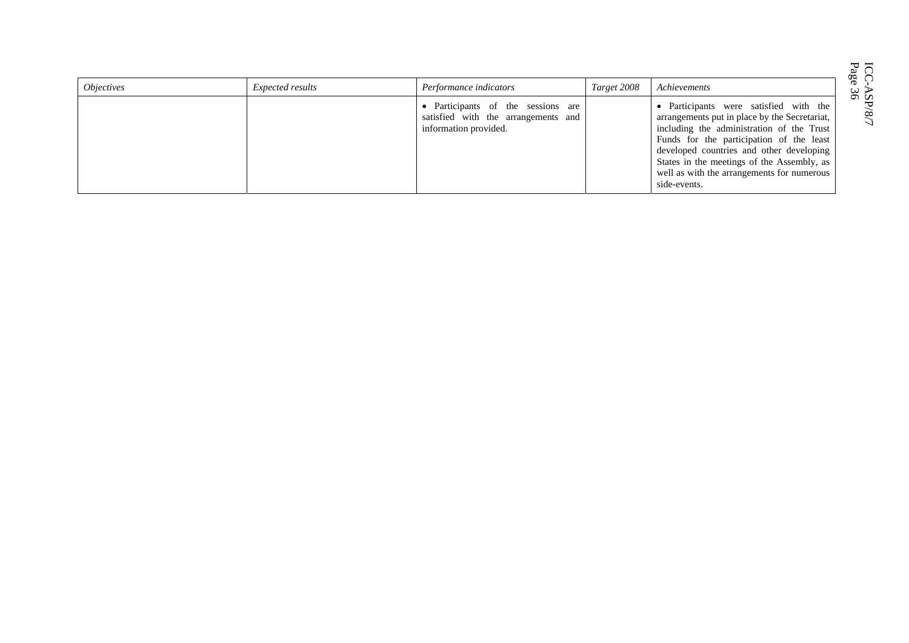| *Objectives* | *Expected results* | *Performance indicators* | *Target 2008* | *Achievements* |
|---|---|---|---|---|
| | | • Participants of the sessions are satisfied with the arrangements and information provided. | | • Participants were satisfied with the arrangements put in place by the Secretariat, including the administration of the Trust Funds for the participation of the least developed countries and other developing States in the meetings of the Assembly, as well as with the arrangements for numerous side-events. |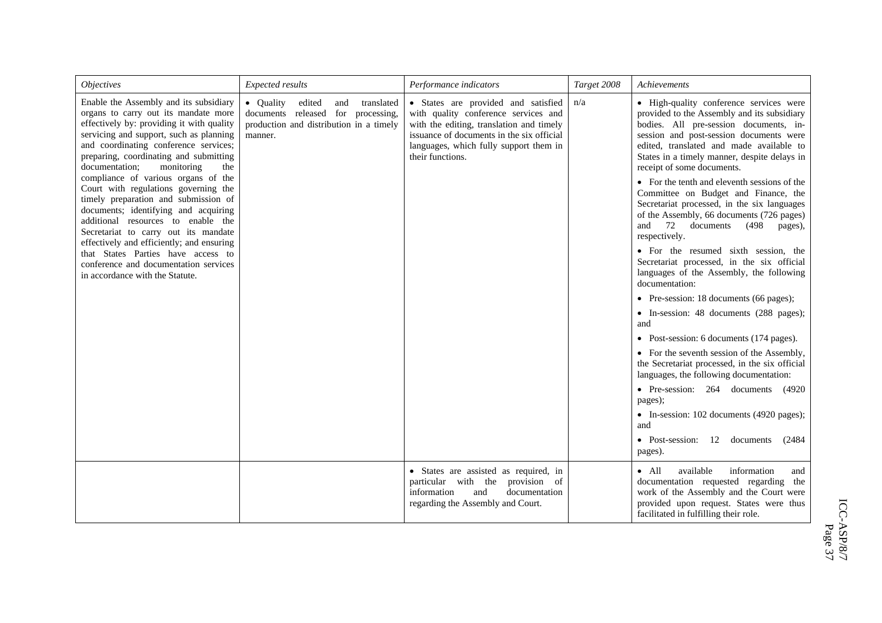| *Objectives* | *Expected results* | *Performance indicators* | *Target 2008* | *Achievements* |
|---|---|---|---|---|
| Enable the Assembly and its subsidiary organs to carry out its mandate more effectively by: providing it with quality servicing and support, such as planning and coordinating conference services; preparing, coordinating and submitting documentation; monitoring the compliance of various organs of the Court with regulations governing the timely preparation and submission of documents; identifying and acquiring additional resources to enable the Secretariat to carry out its mandate effectively and efficiently; and ensuring that States Parties have access to conference and documentation services in accordance with the Statute. | • Quality edited and translated documents released for processing, production and distribution in a timely manner. | • States are provided and satisfied with quality conference services and with the editing, translation and timely issuance of documents in the six official languages, which fully support them in their functions. | n/a | • High-quality conference services were provided to the Assembly and its subsidiary bodies. All pre-session documents, in-session and post-session documents were edited, translated and made available to States in a timely manner, despite delays in receipt of some documents.<br>• For the tenth and eleventh sessions of the Committee on Budget and Finance, the Secretariat processed, in the six languages of the Assembly, 66 documents (726 pages) and 72 documents (498 pages), respectively.<br>• For the resumed sixth session, the Secretariat processed, in the six official languages of the Assembly, the following documentation:<br>• Pre-session: 18 documents (66 pages);<br>• In-session: 48 documents (288 pages); and<br>• Post-session: 6 documents (174 pages).<br>• For the seventh session of the Assembly, the Secretariat processed, in the six official languages, the following documentation:<br>• Pre-session: 264 documents (4920 pages);<br>• In-session: 102 documents (4920 pages); and<br>• Post-session: 12 documents (2484 pages). |
| | | • States are assisted as required, in particular with the provision of information and documentation regarding the Assembly and Court. | | • All available information and documentation requested regarding the work of the Assembly and the Court were provided upon request. States were thus facilitated in fulfilling their role. |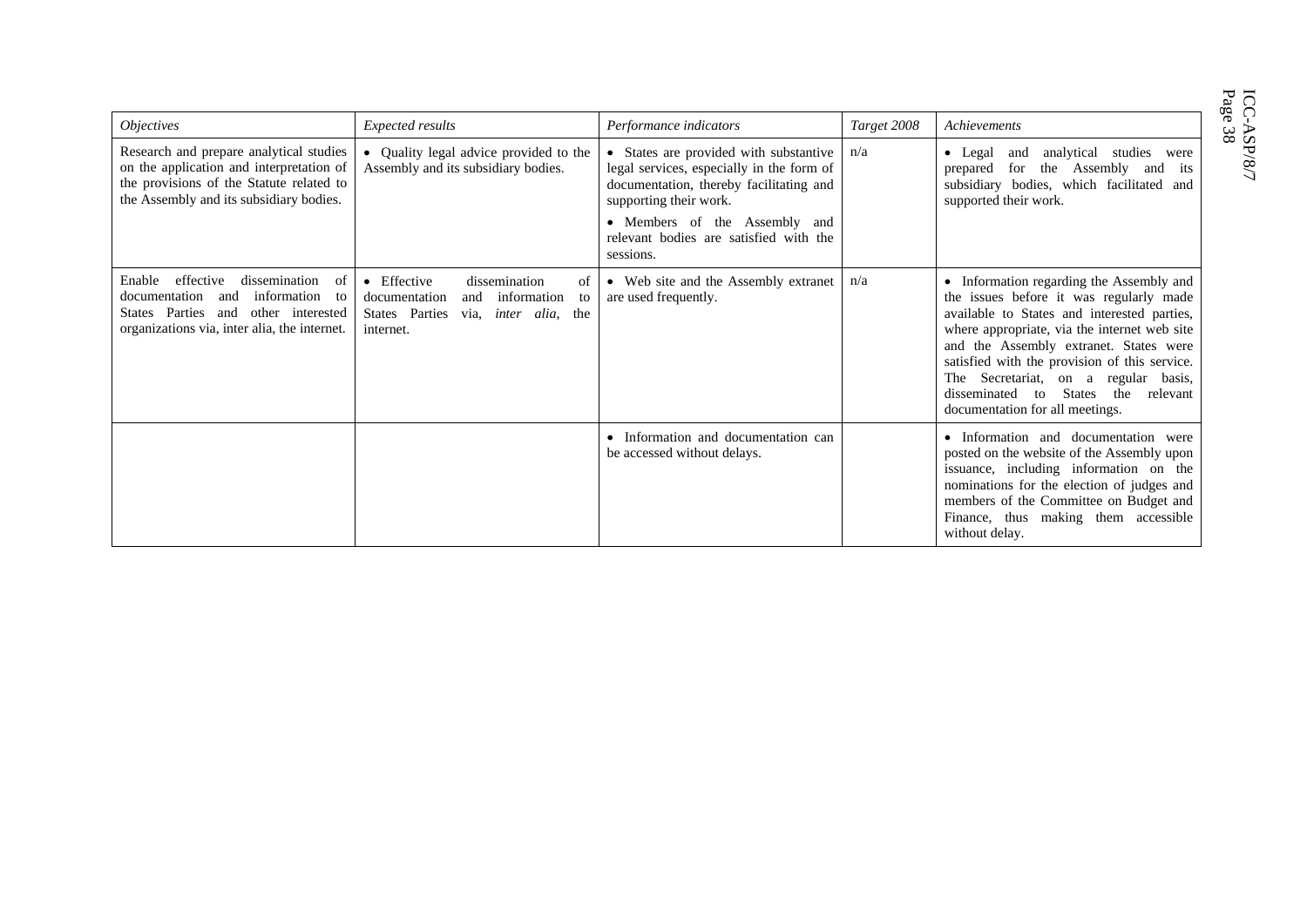| *Objectives* | *Expected results* | *Performance indicators* | *Target 2008* | *Achievements* |
|---|---|---|---|---|
| Research and prepare analytical studies on the application and interpretation of the provisions of the Statute related to the Assembly and its subsidiary bodies. | • Quality legal advice provided to the Assembly and its subsidiary bodies. | • States are provided with substantive legal services, especially in the form of documentation, thereby facilitating and supporting their work.<br>• Members of the Assembly and relevant bodies are satisfied with the sessions. | n/a | • Legal and analytical studies were prepared for the Assembly and its subsidiary bodies, which facilitated and supported their work. |
| Enable effective dissemination of documentation and information to States Parties and other interested organizations via, inter alia, the internet. | • Effective dissemination of documentation and information to States Parties via, *inter alia*, the internet. | • Web site and the Assembly extranet are used frequently. | n/a | • Information regarding the Assembly and the issues before it was regularly made available to States and interested parties, where appropriate, via the internet web site and the Assembly extranet. States were satisfied with the provision of this service. The Secretariat, on a regular basis, disseminated to States the relevant documentation for all meetings. |
| | | • Information and documentation can be accessed without delays. | | • Information and documentation were posted on the website of the Assembly upon issuance, including information on the nominations for the election of judges and members of the Committee on Budget and Finance, thus making them accessible without delay. |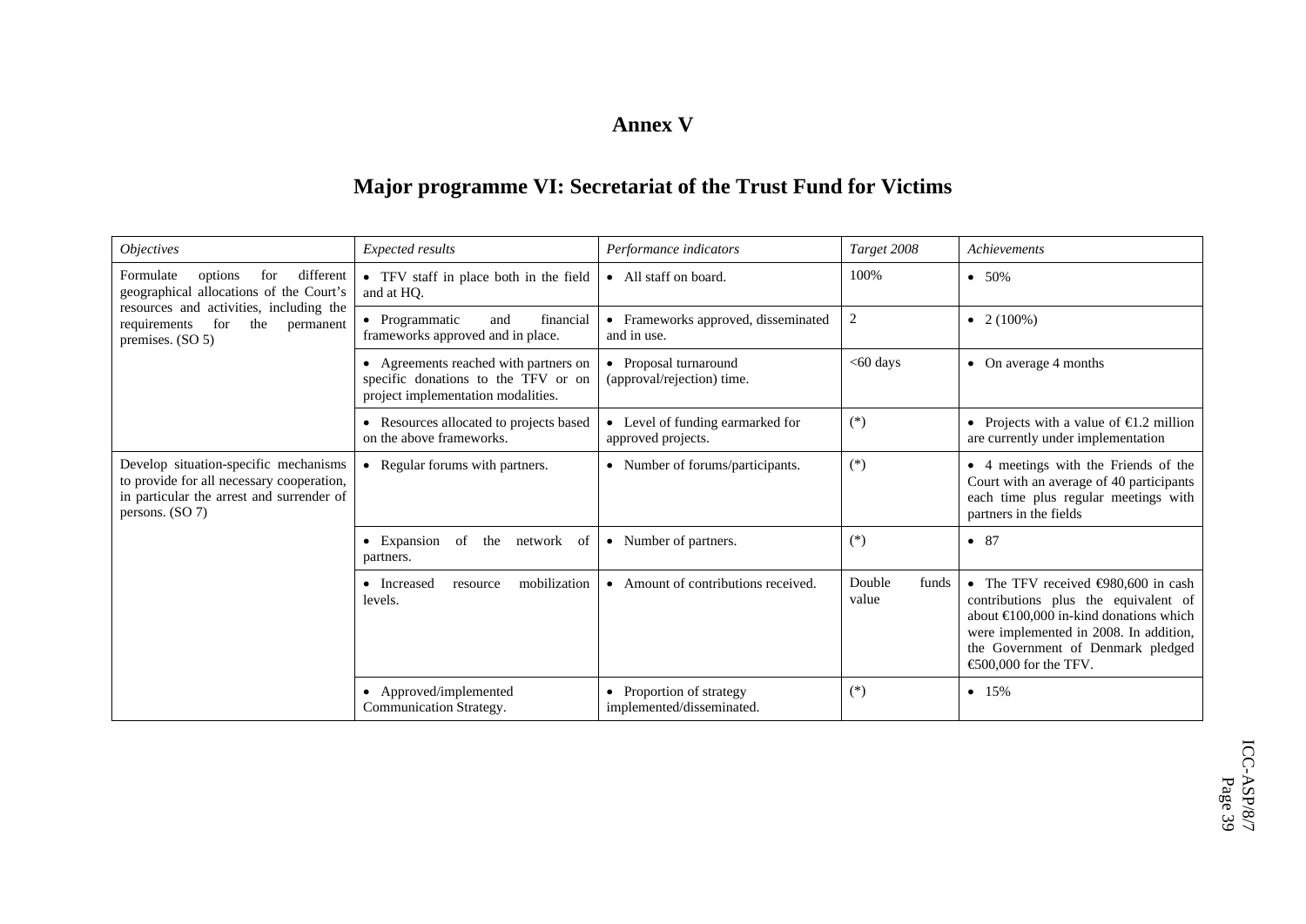# Annex V

## Major programme VI: Secretariat of the Trust Fund for Victims

| *Objectives* | *Expected results* | *Performance indicators* | *Target 2008* | *Achievements* |
|---|---|---|---|---|
| Formulate options for different geographical allocations of the Court's resources and activities, including the requirements for the permanent premises. (SO 5) | • TFV staff in place both in the field and at HQ. | • All staff on board. | 100% | • 50% |
| | • Programmatic and financial frameworks approved and in place. | • Frameworks approved, disseminated and in use. | 2 | • 2 (100%) |
| | • Agreements reached with partners on specific donations to the TFV or on project implementation modalities. | • Proposal turnaround (approval/rejection) time. | <60 days | • On average 4 months |
| | • Resources allocated to projects based on the above frameworks. | • Level of funding earmarked for approved projects. | (*) | • Projects with a value of €1.2 million are currently under implementation |
| Develop situation-specific mechanisms to provide for all necessary cooperation, in particular the arrest and surrender of persons. (SO 7) | • Regular forums with partners. | • Number of forums/participants. | (*) | • 4 meetings with the Friends of the Court with an average of 40 participants each time plus regular meetings with partners in the fields |
| | • Expansion of the network of partners. | • Number of partners. | (*) | • 87 |
| | • Increased resource mobilization levels. | • Amount of contributions received. | Double funds value | • The TFV received €980,600 in cash contributions plus the equivalent of about €100,000 in-kind donations which were implemented in 2008. In addition, the Government of Denmark pledged €500,000 for the TFV. |
| | • Approved/implemented Communication Strategy. | • Proportion of strategy implemented/disseminated. | (*) | • 15% |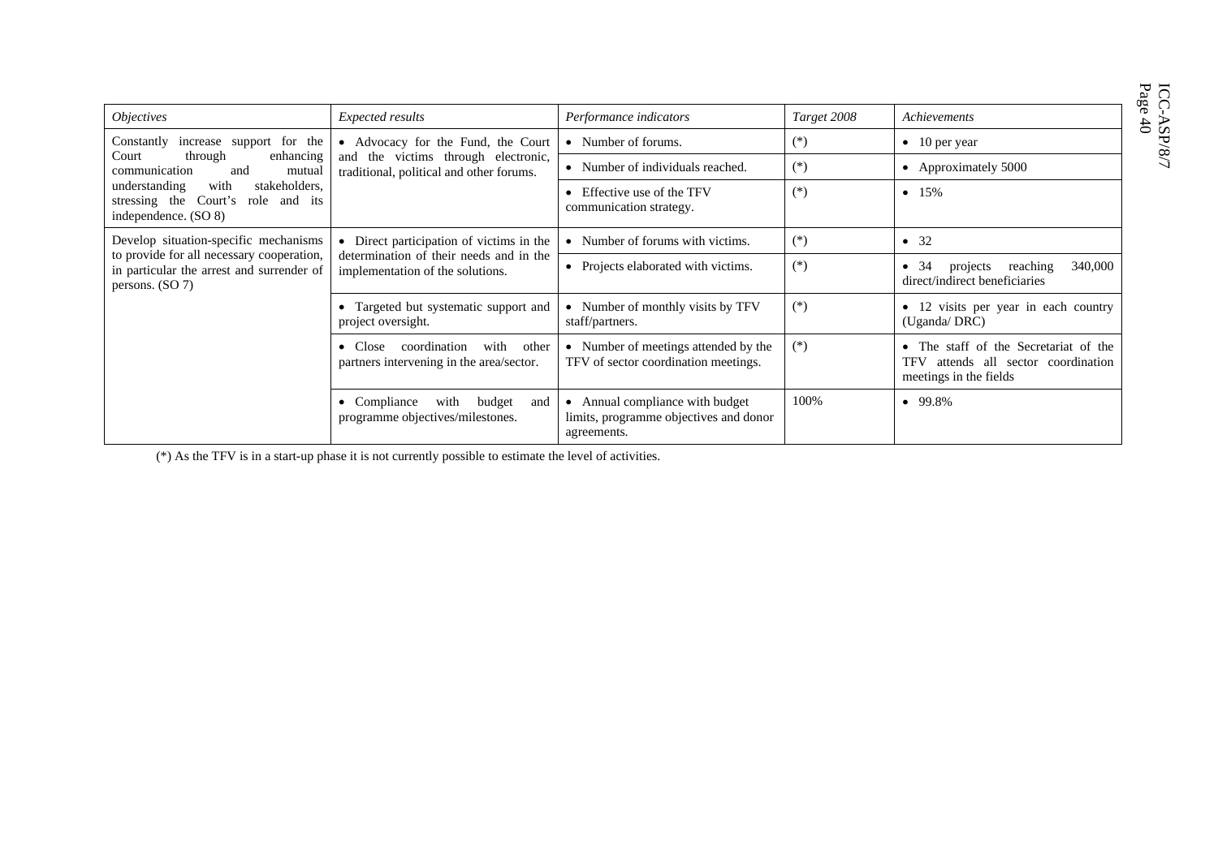| *Objectives* | *Expected results* | *Performance indicators* | *Target 2008* | *Achievements* |
|---|---|---|---|---|
| Constantly increase support for the Court through enhancing communication and mutual understanding with stakeholders, stressing the Court's role and its independence. (SO 8) | • Advocacy for the Fund, the Court and the victims through electronic, traditional, political and other forums. | • Number of forums. | (*) | • 10 per year |
| | | • Number of individuals reached. | (*) | • Approximately 5000 |
| | | • Effective use of the TFV communication strategy. | (*) | • 15% |
| Develop situation-specific mechanisms to provide for all necessary cooperation, in particular the arrest and surrender of persons. (SO 7) | • Direct participation of victims in the determination of their needs and in the implementation of the solutions. | • Number of forums with victims. | (*) | • 32 |
| | | • Projects elaborated with victims. | (*) | • 34 projects reaching 340,000 direct/indirect beneficiaries |
| | • Targeted but systematic support and project oversight. | • Number of monthly visits by TFV staff/partners. | (*) | • 12 visits per year in each country (Uganda/ DRC) |
| | • Close coordination with other partners intervening in the area/sector. | • Number of meetings attended by the TFV of sector coordination meetings. | (*) | • The staff of the Secretariat of the TFV attends all sector coordination meetings in the fields |
| | • Compliance with budget and programme objectives/milestones. | • Annual compliance with budget limits, programme objectives and donor agreements. | 100% | • 99.8% |

(*) As the TFV is in a start-up phase it is not currently possible to estimate the level of activities.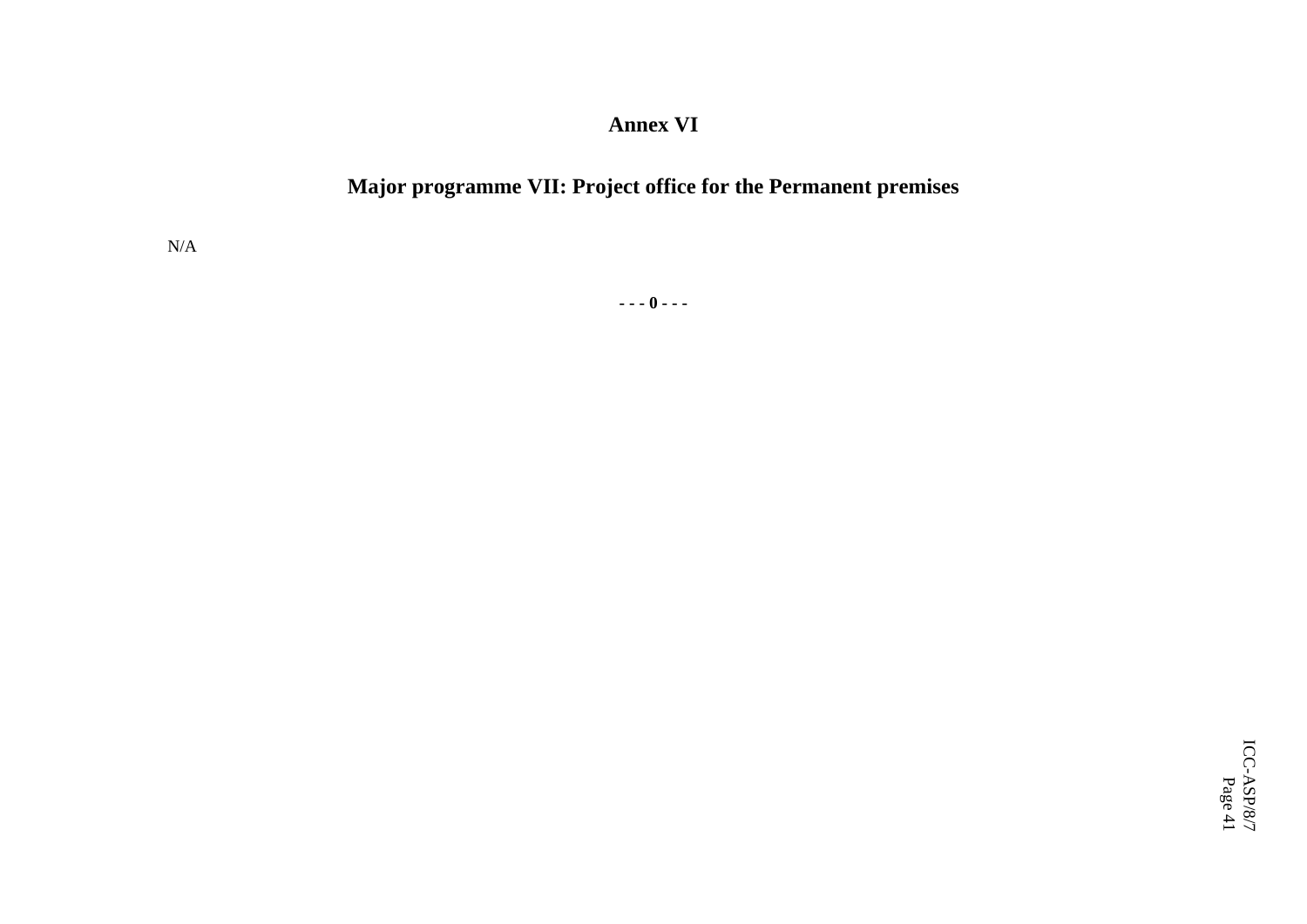# Annex VI

## Major programme VII: Project office for the Permanent premises

N/A

- - - 0 - - -